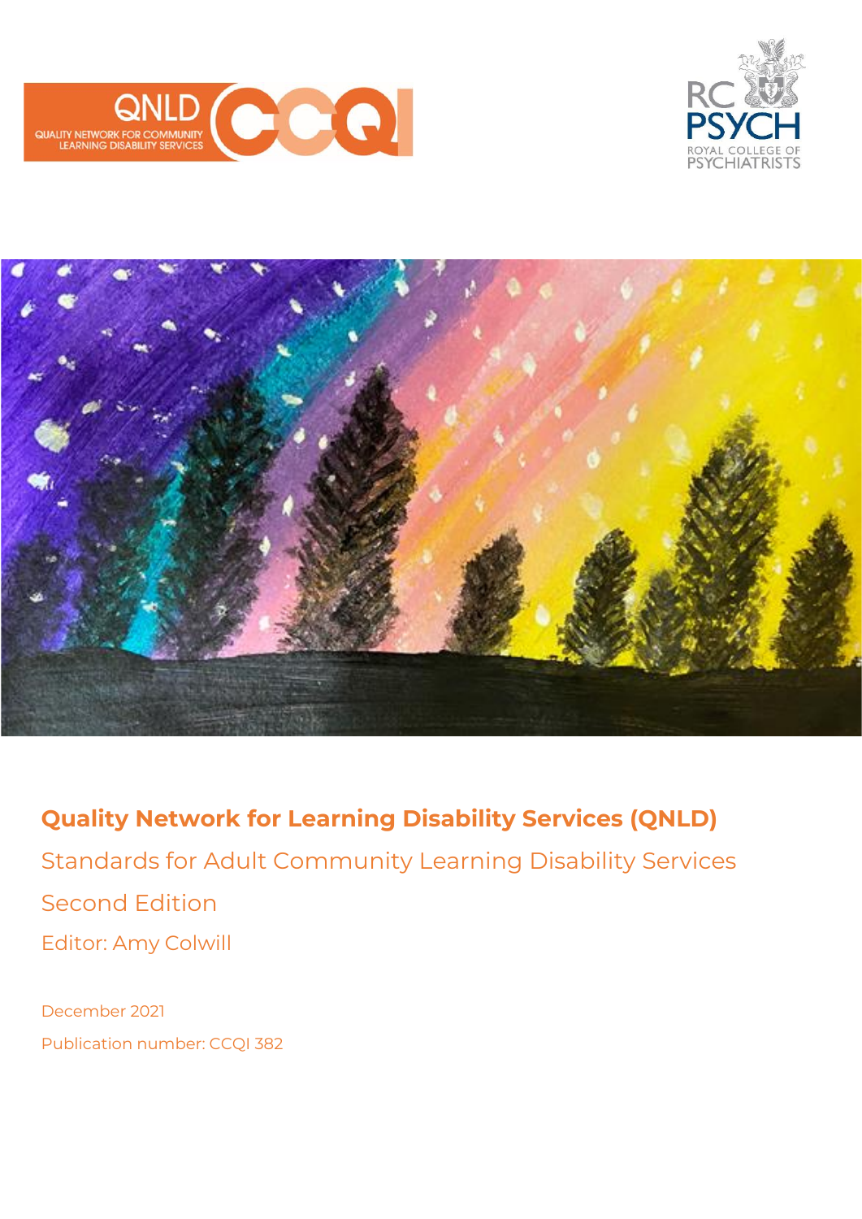# Quality Network for Learning Disability Services (QNLD)

Standards for Adult Community Learning Disability Services

Second Edition

Editor: Amy Colwill

December 2021

Publication number: CCQI 382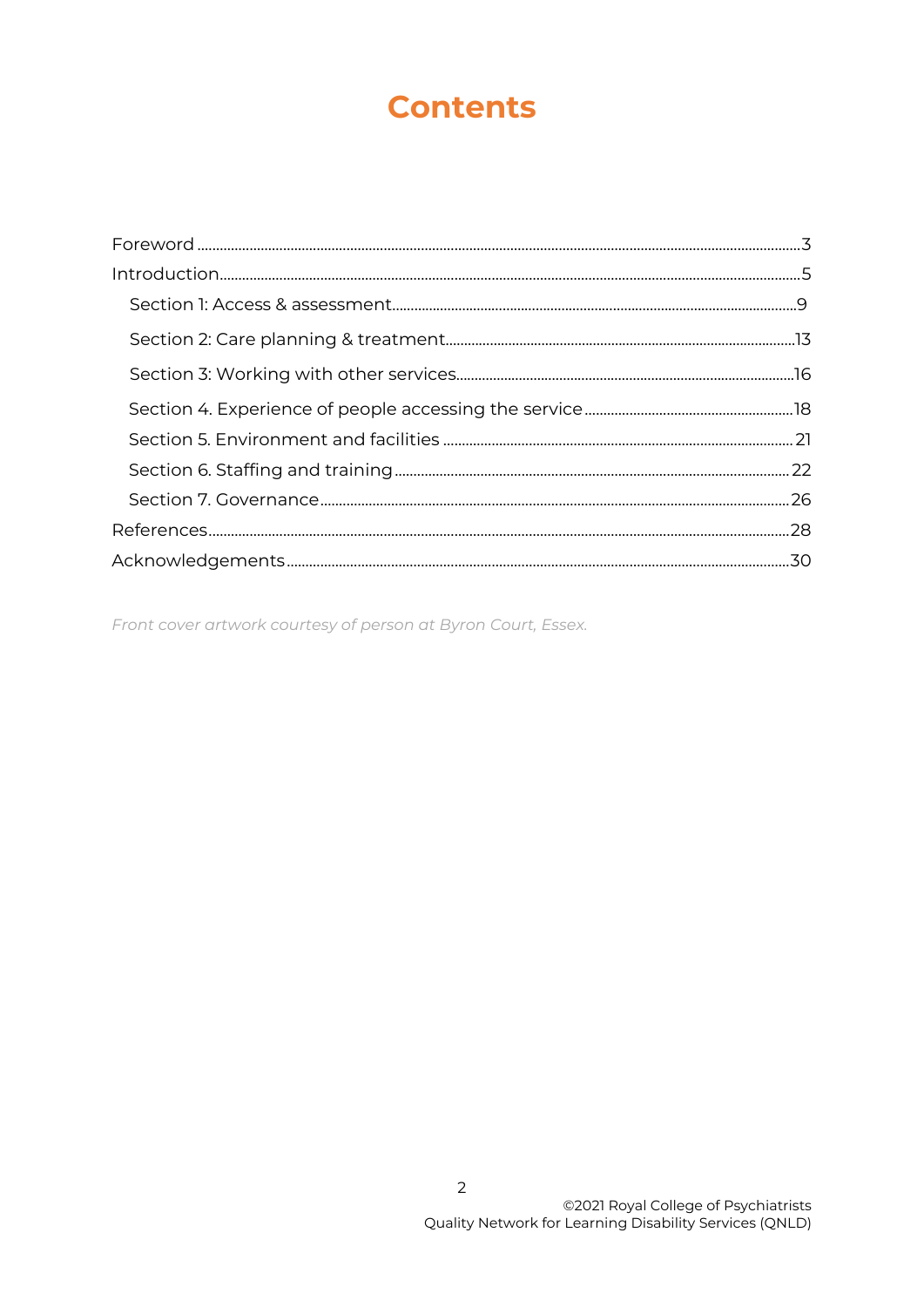# Contents

Foreword ........................................................................................................................................3
Introduction......................................................................................................................................5
- Section 1: Access & assessment..............................................................................................9
- Section 2: Care planning & treatment...................................................................................13
- Section 3: Working with other services................................................................................16
- Section 4. Experience of people accessing the service ........................................................18
- Section 5. Environment and facilities .....................................................................................21
- Section 6. Staffing and training ..............................................................................................22
- Section 7. Governance...............................................................................................................26

References.......................................................................................................................................28
Acknowledgements.......................................................................................................................30

*Front cover artwork courtesy of person at Byron Court, Essex.*

©2021 Royal College of Psychiatrists
Quality Network for Learning Disability Services (QNLD)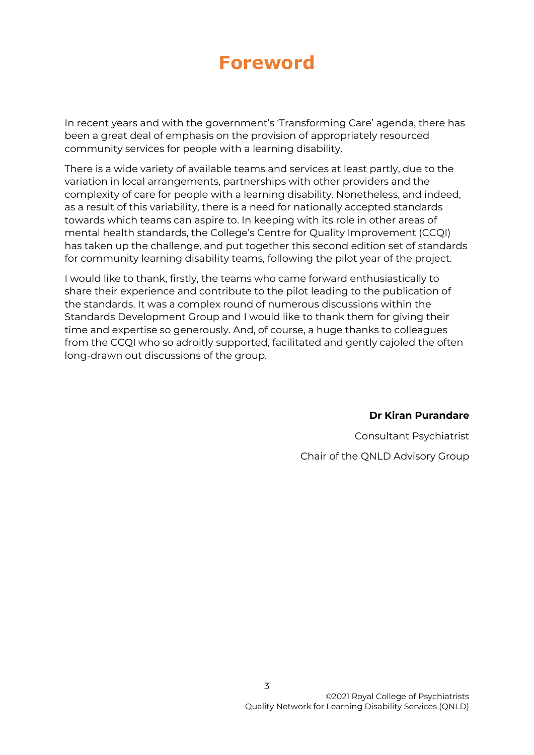# Foreword

In recent years and with the government's 'Transforming Care' agenda, there has been a great deal of emphasis on the provision of appropriately resourced community services for people with a learning disability.

There is a wide variety of available teams and services at least partly, due to the variation in local arrangements, partnerships with other providers and the complexity of care for people with a learning disability. Nonetheless, and indeed, as a result of this variability, there is a need for nationally accepted standards towards which teams can aspire to. In keeping with its role in other areas of mental health standards, the College's Centre for Quality Improvement (CCQI) has taken up the challenge, and put together this second edition set of standards for community learning disability teams, following the pilot year of the project.

I would like to thank, firstly, the teams who came forward enthusiastically to share their experience and contribute to the pilot leading to the publication of the standards. It was a complex round of numerous discussions within the Standards Development Group and I would like to thank them for giving their time and expertise so generously. And, of course, a huge thanks to colleagues from the CCQI who so adroitly supported, facilitated and gently cajoled the often long-drawn out discussions of the group.

**Dr Kiran Purandare**

Consultant Psychiatrist

Chair of the QNLD Advisory Group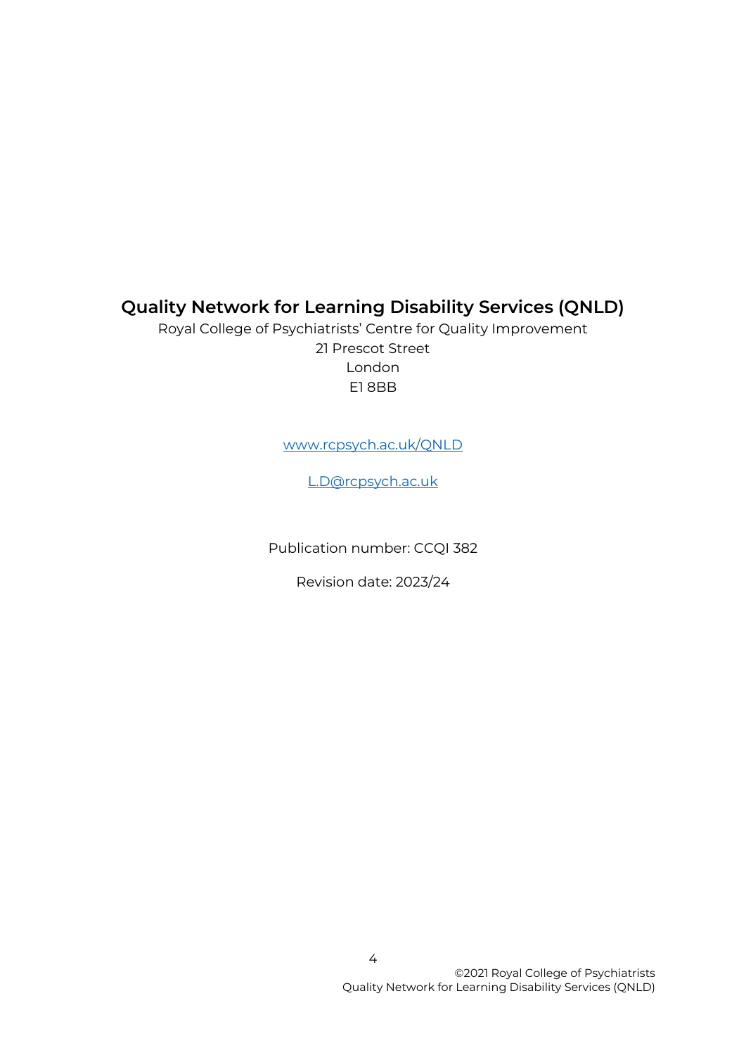**Quality Network for Learning Disability Services (QNLD)**

Royal College of Psychiatrists' Centre for Quality Improvement
21 Prescot Street
London
E1 8BB

[www.rcpsych.ac.uk/QNLD](http://www.rcpsych.ac.uk/QNLD)

[L.D@rcpsych.ac.uk](mailto:L.D@rcpsych.ac.uk)

Publication number: CCQI 382

Revision date: 2023/24

©2021 Royal College of Psychiatrists
Quality Network for Learning Disability Services (QNLD)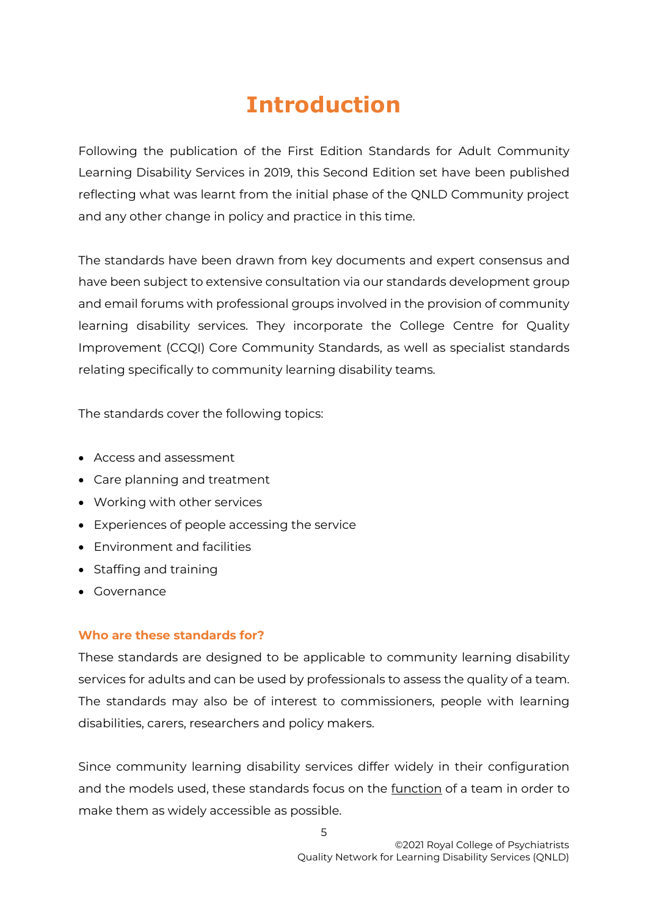# Introduction

Following the publication of the First Edition Standards for Adult Community Learning Disability Services in 2019, this Second Edition set have been published reflecting what was learnt from the initial phase of the QNLD Community project and any other change in policy and practice in this time.

The standards have been drawn from key documents and expert consensus and have been subject to extensive consultation via our standards development group and email forums with professional groups involved in the provision of community learning disability services. They incorporate the College Centre for Quality Improvement (CCQI) Core Community Standards, as well as specialist standards relating specifically to community learning disability teams.

The standards cover the following topics:

- Access and assessment
- Care planning and treatment
- Working with other services
- Experiences of people accessing the service
- Environment and facilities
- Staffing and training
- Governance

### Who are these standards for?

These standards are designed to be applicable to community learning disability services for adults and can be used by professionals to assess the quality of a team. The standards may also be of interest to commissioners, people with learning disabilities, carers, researchers and policy makers.

Since community learning disability services differ widely in their configuration and the models used, these standards focus on the function of a team in order to make them as widely accessible as possible.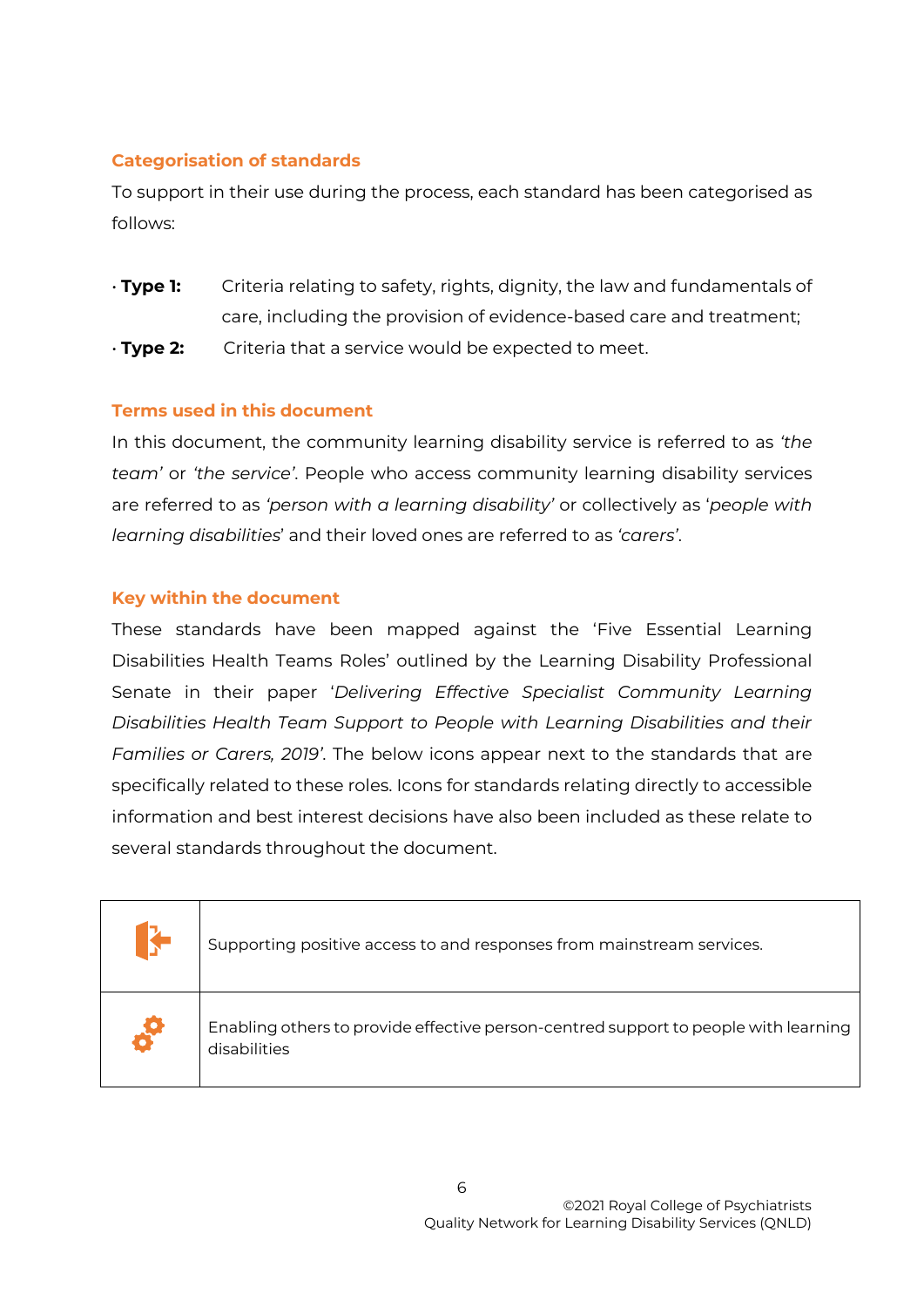### Categorisation of standards

To support in their use during the process, each standard has been categorised as follows:

- **Type 1:** Criteria relating to safety, rights, dignity, the law and fundamentals of care, including the provision of evidence-based care and treatment;
- **Type 2:** Criteria that a service would be expected to meet.

### Terms used in this document

In this document, the community learning disability service is referred to as *'the team'* or *'the service'*. People who access community learning disability services are referred to as *'person with a learning disability'* or collectively as '*people with learning disabilities*' and their loved ones are referred to as *'carers'*.

### Key within the document

These standards have been mapped against the 'Five Essential Learning Disabilities Health Teams Roles' outlined by the Learning Disability Professional Senate in their paper '*Delivering Effective Specialist Community Learning Disabilities Health Team Support to People with Learning Disabilities and their Families or Carers, 2019'*. The below icons appear next to the standards that are specifically related to these roles. Icons for standards relating directly to accessible information and best interest decisions have also been included as these relate to several standards throughout the document.

| | |
|---|---|
| | Supporting positive access to and responses from mainstream services. |
| | Enabling others to provide effective person-centred support to people with learning disabilities |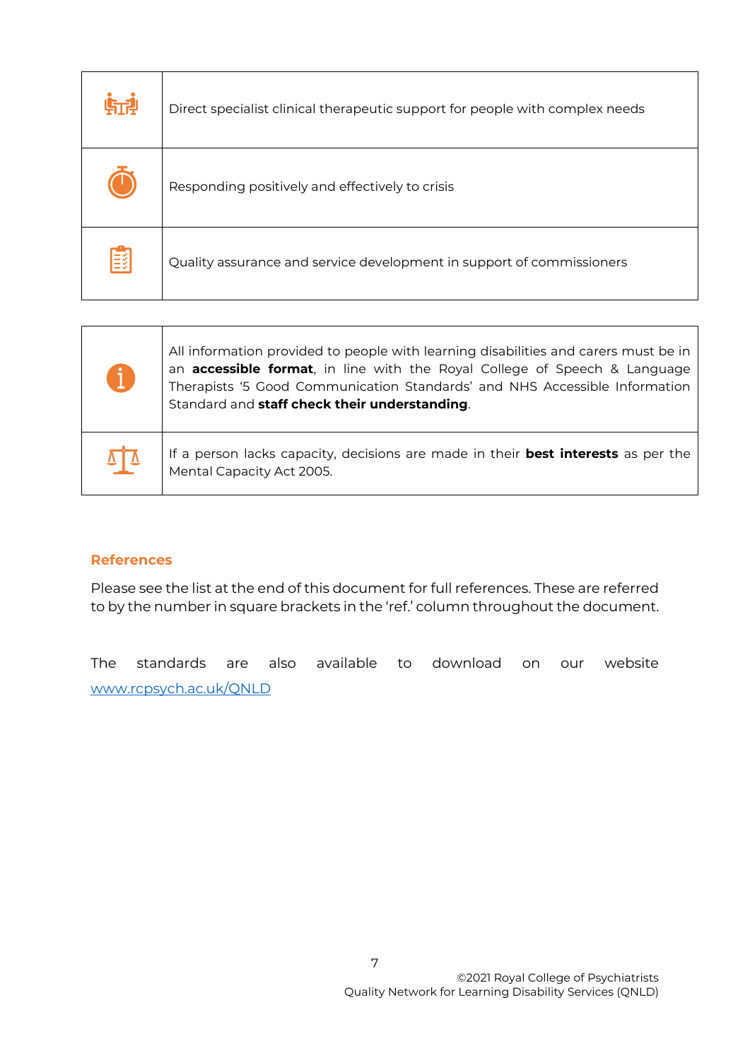| | |
|---|---|
| | Direct specialist clinical therapeutic support for people with complex needs |
| | Responding positively and effectively to crisis |
| | Quality assurance and service development in support of commissioners |

| | |
|---|---|
| | All information provided to people with learning disabilities and carers must be in an **accessible format**, in line with the Royal College of Speech & Language Therapists '5 Good Communication Standards' and NHS Accessible Information Standard and **staff check their understanding**. |
| | If a person lacks capacity, decisions are made in their **best interests** as per the Mental Capacity Act 2005. |

## References

Please see the list at the end of this document for full references. These are referred to by the number in square brackets in the 'ref.' column throughout the document.

The standards are also available to download on our website [www.rcpsych.ac.uk/QNLD](www.rcpsych.ac.uk/QNLD)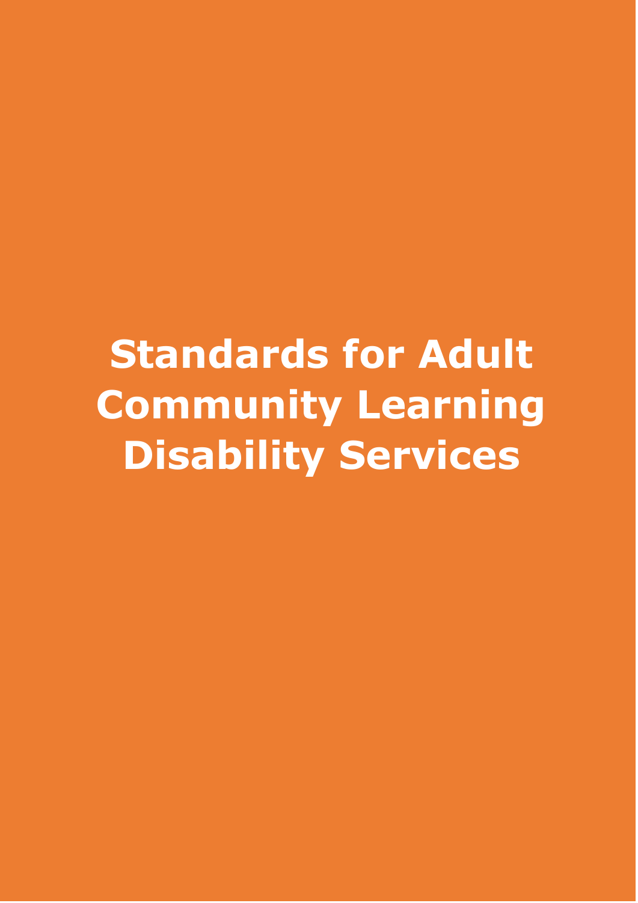# Standards for Adult Community Learning Disability Services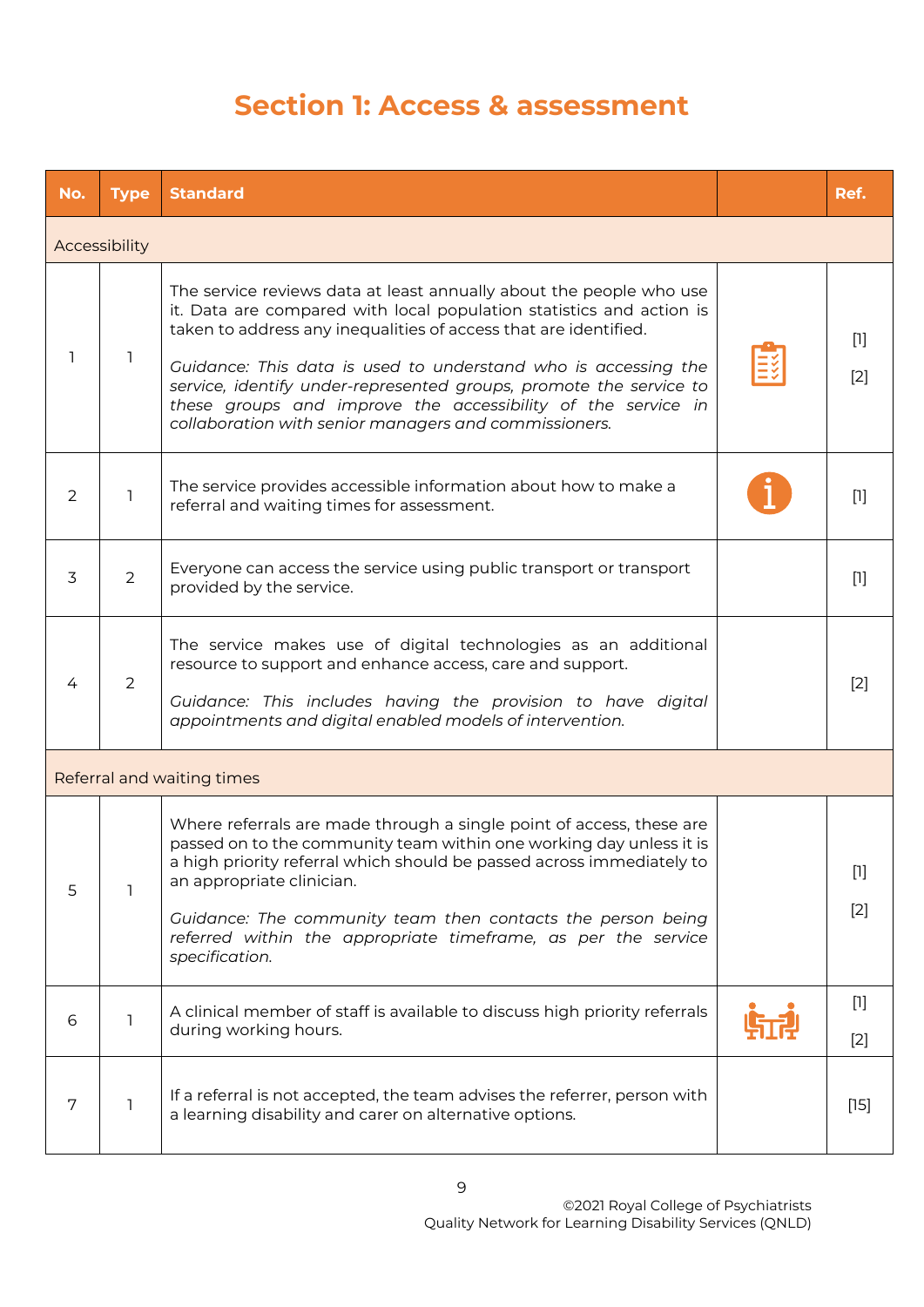# Section 1: Access & assessment

| No. | Type | Standard | | Ref. |
|---|---|---|---|---|
| Accessibility | | | | |
| 1 | 1 | The service reviews data at least annually about the people who use it. Data are compared with local population statistics and action is taken to address any inequalities of access that are identified.<br><br>*Guidance: This data is used to understand who is accessing the service, identify under-represented groups, promote the service to these groups and improve the accessibility of the service in collaboration with senior managers and commissioners.* | | [1]<br><br>[2] |
| 2 | 1 | The service provides accessible information about how to make a referral and waiting times for assessment. | | [1] |
| 3 | 2 | Everyone can access the service using public transport or transport provided by the service. | | [1] |
| 4 | 2 | The service makes use of digital technologies as an additional resource to support and enhance access, care and support.<br><br>*Guidance: This includes having the provision to have digital appointments and digital enabled models of intervention.* | | [2] |
| Referral and waiting times | | | | |
| 5 | 1 | Where referrals are made through a single point of access, these are passed on to the community team within one working day unless it is a high priority referral which should be passed across immediately to an appropriate clinician.<br><br>*Guidance: The community team then contacts the person being referred within the appropriate timeframe, as per the service specification.* | | [1]<br><br>[2] |
| 6 | 1 | A clinical member of staff is available to discuss high priority referrals during working hours. | | [1]<br><br>[2] |
| 7 | 1 | If a referral is not accepted, the team advises the referrer, person with a learning disability and carer on alternative options. | | [15] |

©2021 Royal College of Psychiatrists
Quality Network for Learning Disability Services (QNLD)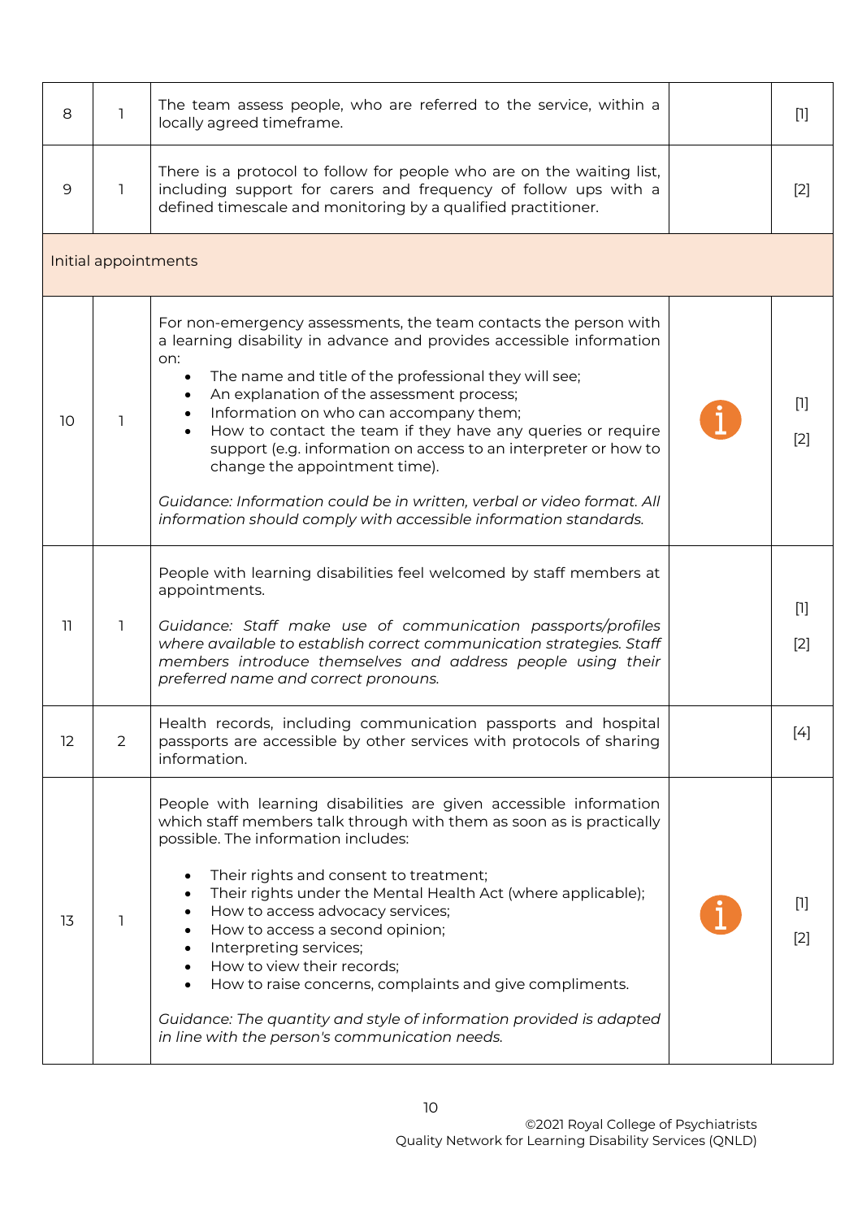| | | | | |
|---|---|---|---|---|
| 8 | 1 | The team assess people, who are referred to the service, within a locally agreed timeframe. | | [1] |
| 9 | 1 | There is a protocol to follow for people who are on the waiting list, including support for carers and frequency of follow ups with a defined timescale and monitoring by a qualified practitioner. | | [2] |
| **Initial appointments** | | | | |
| 10 | 1 | For non-emergency assessments, the team contacts the person with a learning disability in advance and provides accessible information on:<br>• The name and title of the professional they will see;<br>• An explanation of the assessment process;<br>• Information on who can accompany them;<br>• How to contact the team if they have any queries or require support (e.g. information on access to an interpreter or how to change the appointment time).<br><br>*Guidance: Information could be in written, verbal or video format. All information should comply with accessible information standards.* | i | [1]<br>[2] |
| 11 | 1 | People with learning disabilities feel welcomed by staff members at appointments.<br><br>*Guidance: Staff make use of communication passports/profiles where available to establish correct communication strategies. Staff members introduce themselves and address people using their preferred name and correct pronouns.* | | [1]<br>[2] |
| 12 | 2 | Health records, including communication passports and hospital passports are accessible by other services with protocols of sharing information. | | [4] |
| 13 | 1 | People with learning disabilities are given accessible information which staff members talk through with them as soon as is practically possible. The information includes:<br>• Their rights and consent to treatment;<br>• Their rights under the Mental Health Act (where applicable);<br>• How to access advocacy services;<br>• How to access a second opinion;<br>• Interpreting services;<br>• How to view their records;<br>• How to raise concerns, complaints and give compliments.<br><br>*Guidance: The quantity and style of information provided is adapted in line with the person's communication needs.* | i | [1]<br>[2] |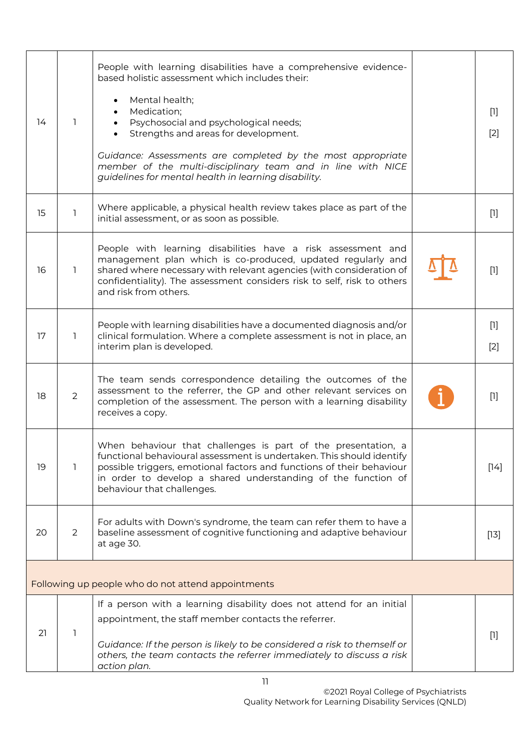| | | | | |
|---|---|---|---|---|
| 14 | 1 | People with learning disabilities have a comprehensive evidence-based holistic assessment which includes their:<br><br>• Mental health;<br>• Medication;<br>• Psychosocial and psychological needs;<br>• Strengths and areas for development.<br><br>*Guidance: Assessments are completed by the most appropriate member of the multi-disciplinary team and in line with NICE guidelines for mental health in learning disability.* | | [1]<br>[2] |
| 15 | 1 | Where applicable, a physical health review takes place as part of the initial assessment, or as soon as possible. | | [1] |
| 16 | 1 | People with learning disabilities have a risk assessment and management plan which is co-produced, updated regularly and shared where necessary with relevant agencies (with consideration of confidentiality). The assessment considers risk to self, risk to others and risk from others. | ⚖ | [1] |
| 17 | 1 | People with learning disabilities have a documented diagnosis and/or clinical formulation. Where a complete assessment is not in place, an interim plan is developed. | | [1]<br>[2] |
| 18 | 2 | The team sends correspondence detailing the outcomes of the assessment to the referrer, the GP and other relevant services on completion of the assessment. The person with a learning disability receives a copy. | ℹ | [1] |
| 19 | 1 | When behaviour that challenges is part of the presentation, a functional behavioural assessment is undertaken. This should identify possible triggers, emotional factors and functions of their behaviour in order to develop a shared understanding of the function of behaviour that challenges. | | [14] |
| 20 | 2 | For adults with Down's syndrome, the team can refer them to have a baseline assessment of cognitive functioning and adaptive behaviour at age 30. | | [13] |
| **Following up people who do not attend appointments** | | | | |
| 21 | 1 | If a person with a learning disability does not attend for an initial appointment, the staff member contacts the referrer.<br><br>*Guidance: If the person is likely to be considered a risk to themself or others, the team contacts the referrer immediately to discuss a risk action plan.* | | [1] |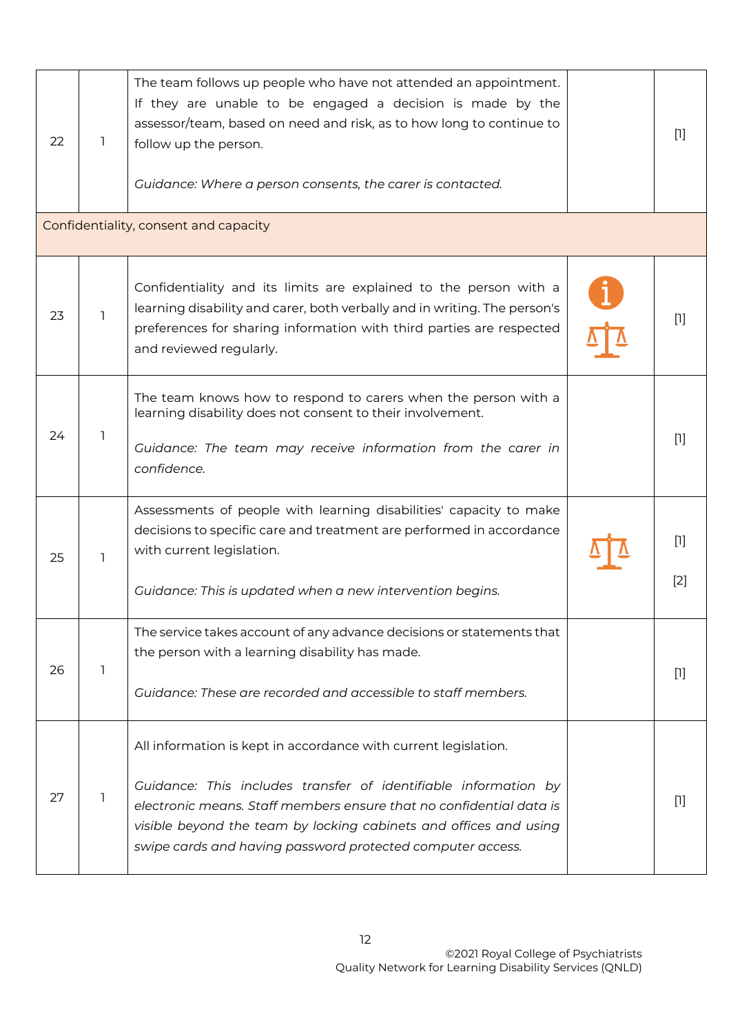| | | | | |
|---|---|---|---|---|
| 22 | 1 | The team follows up people who have not attended an appointment. If they are unable to be engaged a decision is made by the assessor/team, based on need and risk, as to how long to continue to follow up the person.<br><br>*Guidance: Where a person consents, the carer is contacted.* | | [1] |
| Confidentiality, consent and capacity | | | | |
| 23 | 1 | Confidentiality and its limits are explained to the person with a learning disability and carer, both verbally and in writing. The person's preferences for sharing information with third parties are respected and reviewed regularly. | | [1] |
| 24 | 1 | The team knows how to respond to carers when the person with a learning disability does not consent to their involvement.<br><br>*Guidance: The team may receive information from the carer in confidence.* | | [1] |
| 25 | 1 | Assessments of people with learning disabilities' capacity to make decisions to specific care and treatment are performed in accordance with current legislation.<br><br>*Guidance: This is updated when a new intervention begins.* | | [1]<br><br>[2] |
| 26 | 1 | The service takes account of any advance decisions or statements that the person with a learning disability has made.<br><br>*Guidance: These are recorded and accessible to staff members.* | | [1] |
| 27 | 1 | All information is kept in accordance with current legislation.<br><br>*Guidance: This includes transfer of identifiable information by electronic means. Staff members ensure that no confidential data is visible beyond the team by locking cabinets and offices and using swipe cards and having password protected computer access.* | | [1] |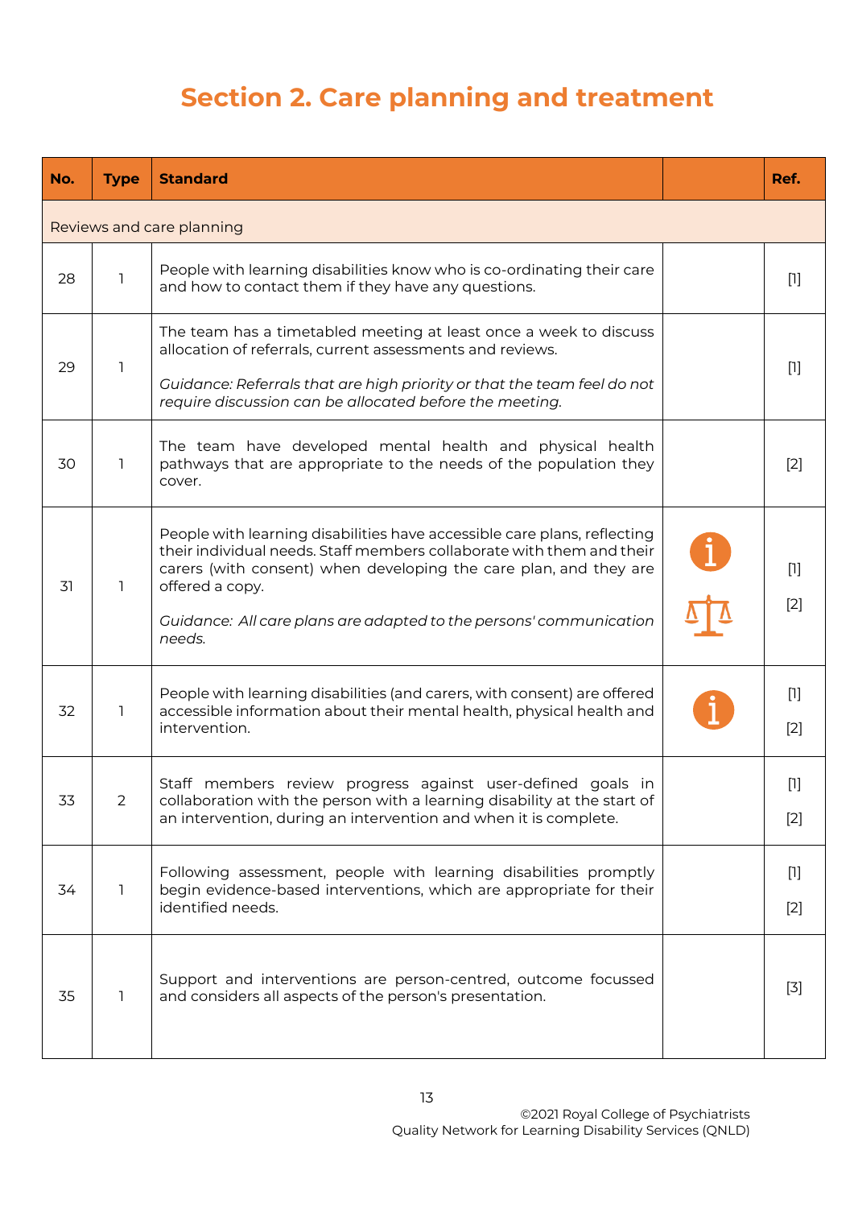# Section 2. Care planning and treatment

| No. | Type | Standard | | Ref. |
|---|---|---|---|---|
| Reviews and care planning | | | | |
| 28 | 1 | People with learning disabilities know who is co-ordinating their care and how to contact them if they have any questions. | | [1] |
| 29 | 1 | The team has a timetabled meeting at least once a week to discuss allocation of referrals, current assessments and reviews. *Guidance: Referrals that are high priority or that the team feel do not require discussion can be allocated before the meeting.* | | [1] |
| 30 | 1 | The team have developed mental health and physical health pathways that are appropriate to the needs of the population they cover. | | [2] |
| 31 | 1 | People with learning disabilities have accessible care plans, reflecting their individual needs. Staff members collaborate with them and their carers (with consent) when developing the care plan, and they are offered a copy. *Guidance: All care plans are adapted to the persons' communication needs.* | | [1] [2] |
| 32 | 1 | People with learning disabilities (and carers, with consent) are offered accessible information about their mental health, physical health and intervention. | | [1] [2] |
| 33 | 2 | Staff members review progress against user-defined goals in collaboration with the person with a learning disability at the start of an intervention, during an intervention and when it is complete. | | [1] [2] |
| 34 | 1 | Following assessment, people with learning disabilities promptly begin evidence-based interventions, which are appropriate for their identified needs. | | [1] [2] |
| 35 | 1 | Support and interventions are person-centred, outcome focussed and considers all aspects of the person's presentation. | | [3] |

©2021 Royal College of Psychiatrists
Quality Network for Learning Disability Services (QNLD)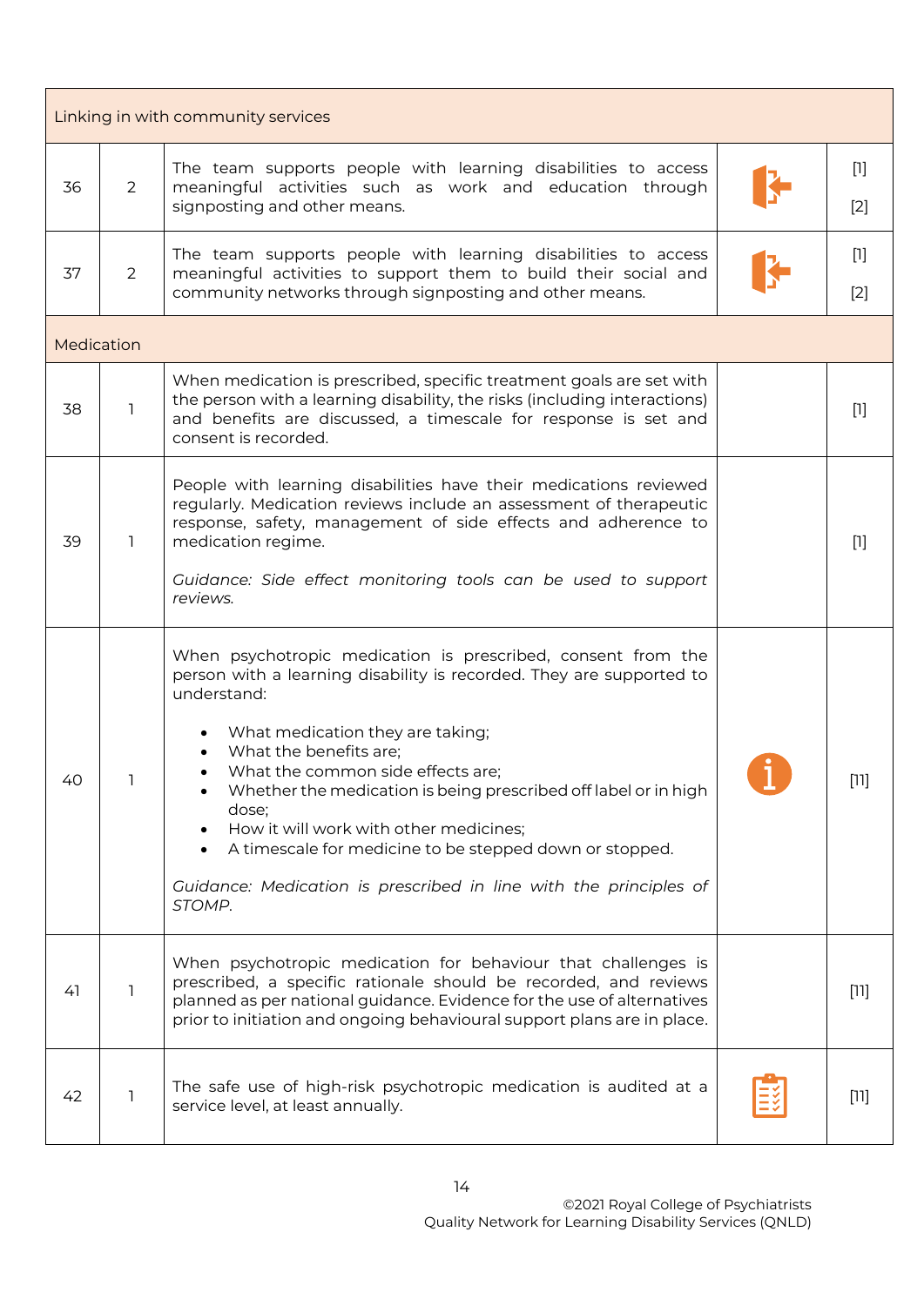| | | | | |
|---|---|---|---|---|
| **Linking in with community services** | | | | |
| 36 | 2 | The team supports people with learning disabilities to access meaningful activities such as work and education through signposting and other means. | | [1]<br>[2] |
| 37 | 2 | The team supports people with learning disabilities to access meaningful activities to support them to build their social and community networks through signposting and other means. | | [1]<br>[2] |
| **Medication** | | | | |
| 38 | 1 | When medication is prescribed, specific treatment goals are set with the person with a learning disability, the risks (including interactions) and benefits are discussed, a timescale for response is set and consent is recorded. | | [1] |
| 39 | 1 | People with learning disabilities have their medications reviewed regularly. Medication reviews include an assessment of therapeutic response, safety, management of side effects and adherence to medication regime.<br><br>*Guidance: Side effect monitoring tools can be used to support reviews.* | | [1] |
| 40 | 1 | When psychotropic medication is prescribed, consent from the person with a learning disability is recorded. They are supported to understand:<br><br>• What medication they are taking;<br>• What the benefits are;<br>• What the common side effects are;<br>• Whether the medication is being prescribed off label or in high dose;<br>• How it will work with other medicines;<br>• A timescale for medicine to be stepped down or stopped.<br><br>*Guidance: Medication is prescribed in line with the principles of STOMP.* | | [11] |
| 41 | 1 | When psychotropic medication for behaviour that challenges is prescribed, a specific rationale should be recorded, and reviews planned as per national guidance. Evidence for the use of alternatives prior to initiation and ongoing behavioural support plans are in place. | | [11] |
| 42 | 1 | The safe use of high-risk psychotropic medication is audited at a service level, at least annually. | | [11] |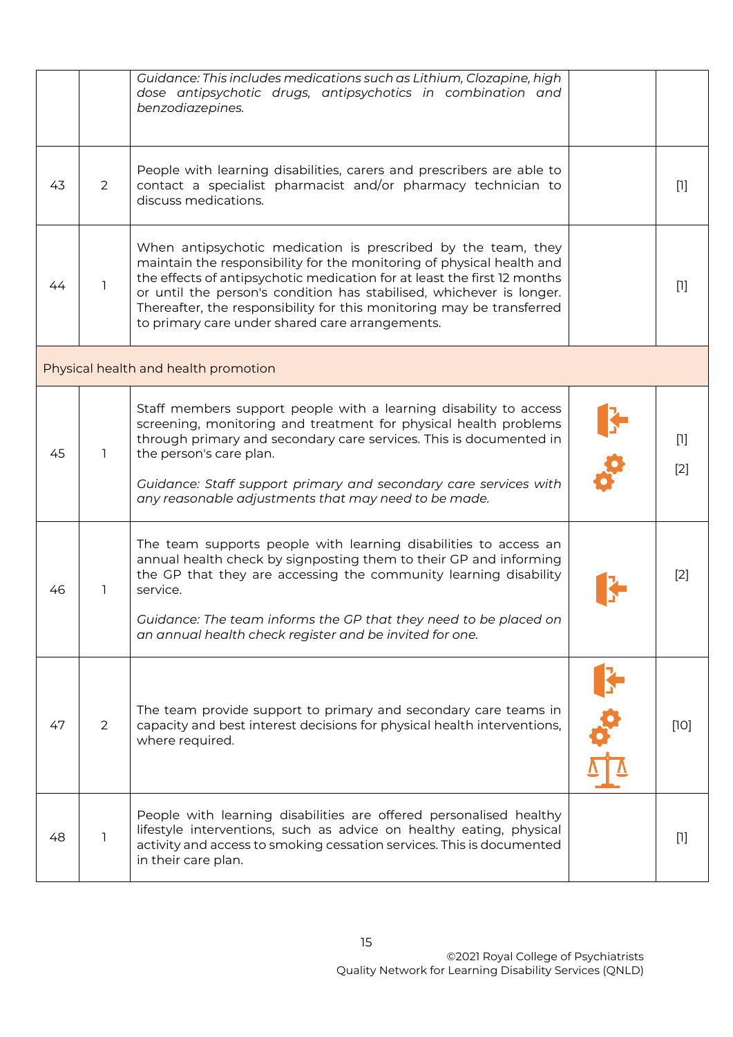|  |  |  |  |  |
|---|---|---|---|---|
|  |  | *Guidance: This includes medications such as Lithium, Clozapine, high dose antipsychotic drugs, antipsychotics in combination and benzodiazepines.* |  |  |
| 43 | 2 | People with learning disabilities, carers and prescribers are able to contact a specialist pharmacist and/or pharmacy technician to discuss medications. |  | [1] |
| 44 | 1 | When antipsychotic medication is prescribed by the team, they maintain the responsibility for the monitoring of physical health and the effects of antipsychotic medication for at least the first 12 months or until the person's condition has stabilised, whichever is longer. Thereafter, the responsibility for this monitoring may be transferred to primary care under shared care arrangements. |  | [1] |
| Physical health and health promotion |  |  |  |  |
| 45 | 1 | Staff members support people with a learning disability to access screening, monitoring and treatment for physical health problems through primary and secondary care services. This is documented in the person's care plan.<br><br>*Guidance: Staff support primary and secondary care services with any reasonable adjustments that may need to be made.* |  | [1]<br>[2] |
| 46 | 1 | The team supports people with learning disabilities to access an annual health check by signposting them to their GP and informing the GP that they are accessing the community learning disability service.<br><br>*Guidance: The team informs the GP that they need to be placed on an annual health check register and be invited for one.* |  | [2] |
| 47 | 2 | The team provide support to primary and secondary care teams in capacity and best interest decisions for physical health interventions, where required. |  | [10] |
| 48 | 1 | People with learning disabilities are offered personalised healthy lifestyle interventions, such as advice on healthy eating, physical activity and access to smoking cessation services. This is documented in their care plan. |  | [1] |

©2021 Royal College of Psychiatrists
Quality Network for Learning Disability Services (QNLD)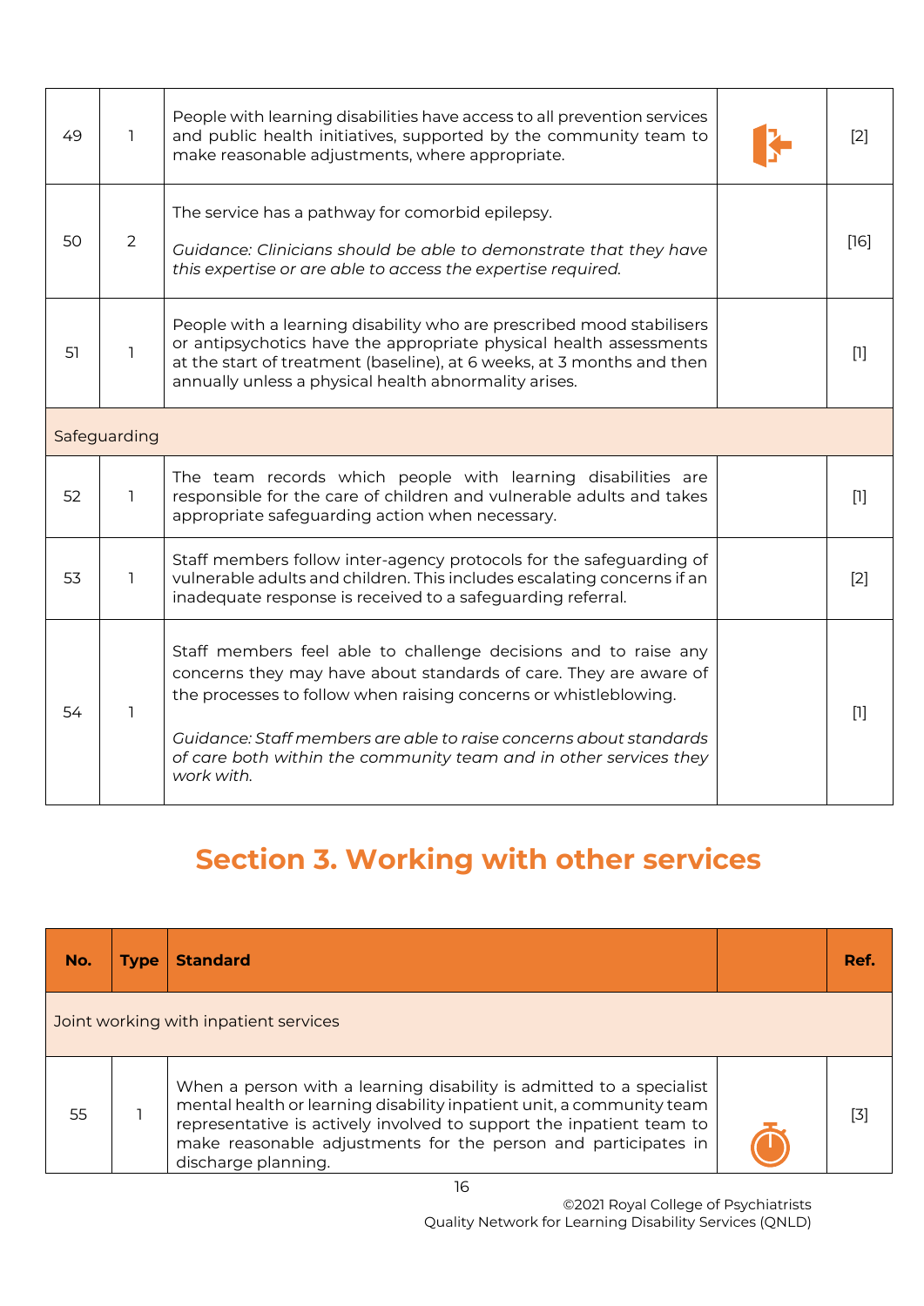| No. | Type | Standard | | Ref. |
|---|---|---|---|---|
| 49 | 1 | People with learning disabilities have access to all prevention services and public health initiatives, supported by the community team to make reasonable adjustments, where appropriate. | | [2] |
| 50 | 2 | The service has a pathway for comorbid epilepsy.<br><br>*Guidance: Clinicians should be able to demonstrate that they have this expertise or are able to access the expertise required.* | | [16] |
| 51 | 1 | People with a learning disability who are prescribed mood stabilisers or antipsychotics have the appropriate physical health assessments at the start of treatment (baseline), at 6 weeks, at 3 months and then annually unless a physical health abnormality arises. | | [1] |
| Safeguarding | | | | |
| 52 | 1 | The team records which people with learning disabilities are responsible for the care of children and vulnerable adults and takes appropriate safeguarding action when necessary. | | [1] |
| 53 | 1 | Staff members follow inter-agency protocols for the safeguarding of vulnerable adults and children. This includes escalating concerns if an inadequate response is received to a safeguarding referral. | | [2] |
| 54 | 1 | Staff members feel able to challenge decisions and to raise any concerns they may have about standards of care. They are aware of the processes to follow when raising concerns or whistleblowing.<br><br>*Guidance: Staff members are able to raise concerns about standards of care both within the community team and in other services they work with.* | | [1] |

## Section 3. Working with other services

| No. | Type | Standard | | Ref. |
|---|---|---|---|---|
| Joint working with inpatient services | | | | |
| 55 | 1 | When a person with a learning disability is admitted to a specialist mental health or learning disability inpatient unit, a community team representative is actively involved to support the inpatient team to make reasonable adjustments for the person and participates in discharge planning. | | [3] |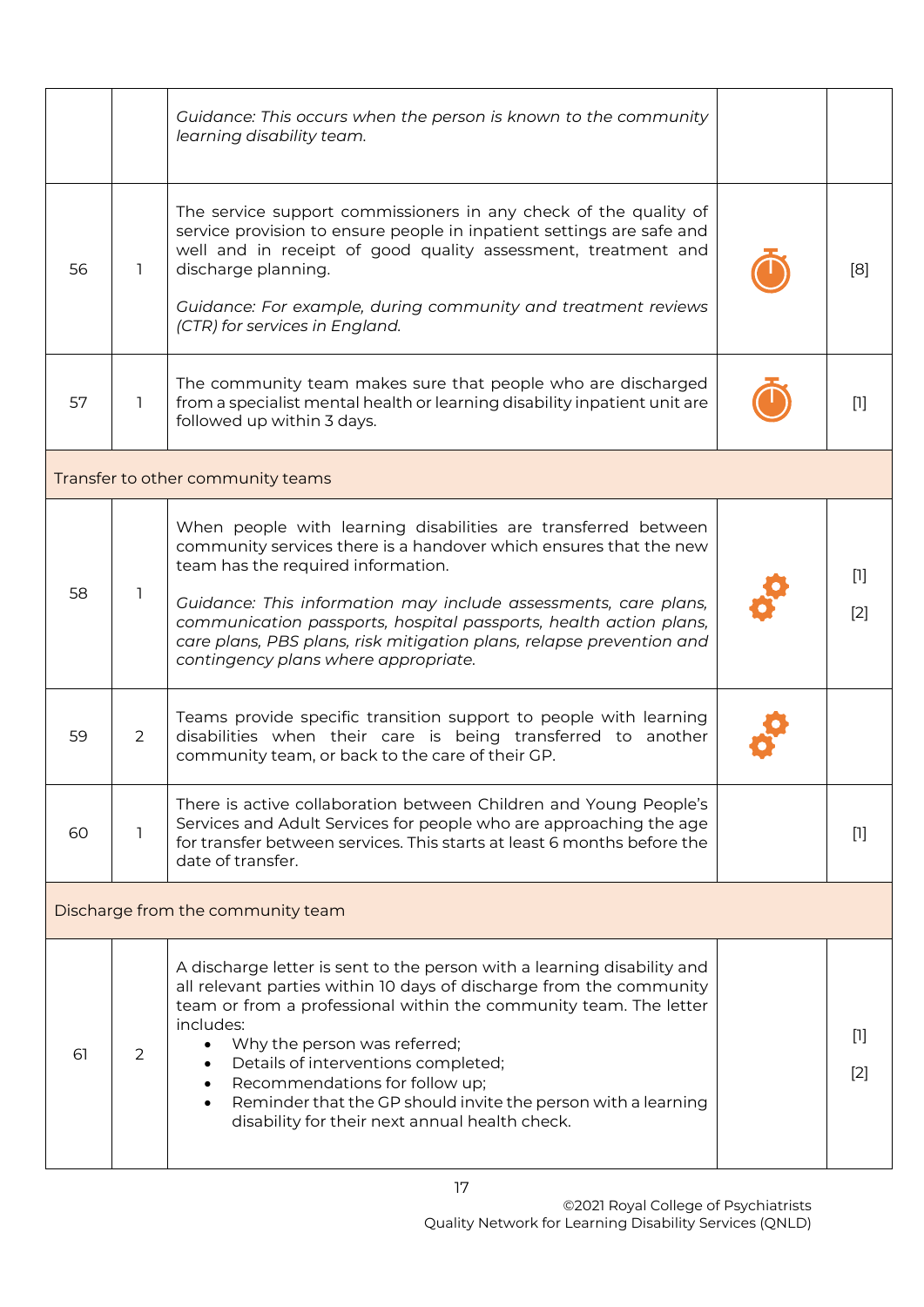| | | | | |
|---|---|---|---|---|
| | | *Guidance: This occurs when the person is known to the community learning disability team.* | | |
| 56 | 1 | The service support commissioners in any check of the quality of service provision to ensure people in inpatient settings are safe and well and in receipt of good quality assessment, treatment and discharge planning.<br><br>*Guidance: For example, during community and treatment reviews (CTR) for services in England.* | ⏱ | [8] |
| 57 | 1 | The community team makes sure that people who are discharged from a specialist mental health or learning disability inpatient unit are followed up within 3 days. | ⏱ | [1] |
| Transfer to other community teams | | | | |
| 58 | 1 | When people with learning disabilities are transferred between community services there is a handover which ensures that the new team has the required information.<br><br>*Guidance: This information may include assessments, care plans, communication passports, hospital passports, health action plans, care plans, PBS plans, risk mitigation plans, relapse prevention and contingency plans where appropriate.* | ⚙ | [1]<br>[2] |
| 59 | 2 | Teams provide specific transition support to people with learning disabilities when their care is being transferred to another community team, or back to the care of their GP. | ⚙ | |
| 60 | 1 | There is active collaboration between Children and Young People's Services and Adult Services for people who are approaching the age for transfer between services. This starts at least 6 months before the date of transfer. | | [1] |
| Discharge from the community team | | | | |
| 61 | 2 | A discharge letter is sent to the person with a learning disability and all relevant parties within 10 days of discharge from the community team or from a professional within the community team. The letter includes:<br>• Why the person was referred;<br>• Details of interventions completed;<br>• Recommendations for follow up;<br>• Reminder that the GP should invite the person with a learning disability for their next annual health check. | | [1]<br>[2] |

©2021 Royal College of Psychiatrists
Quality Network for Learning Disability Services (QNLD)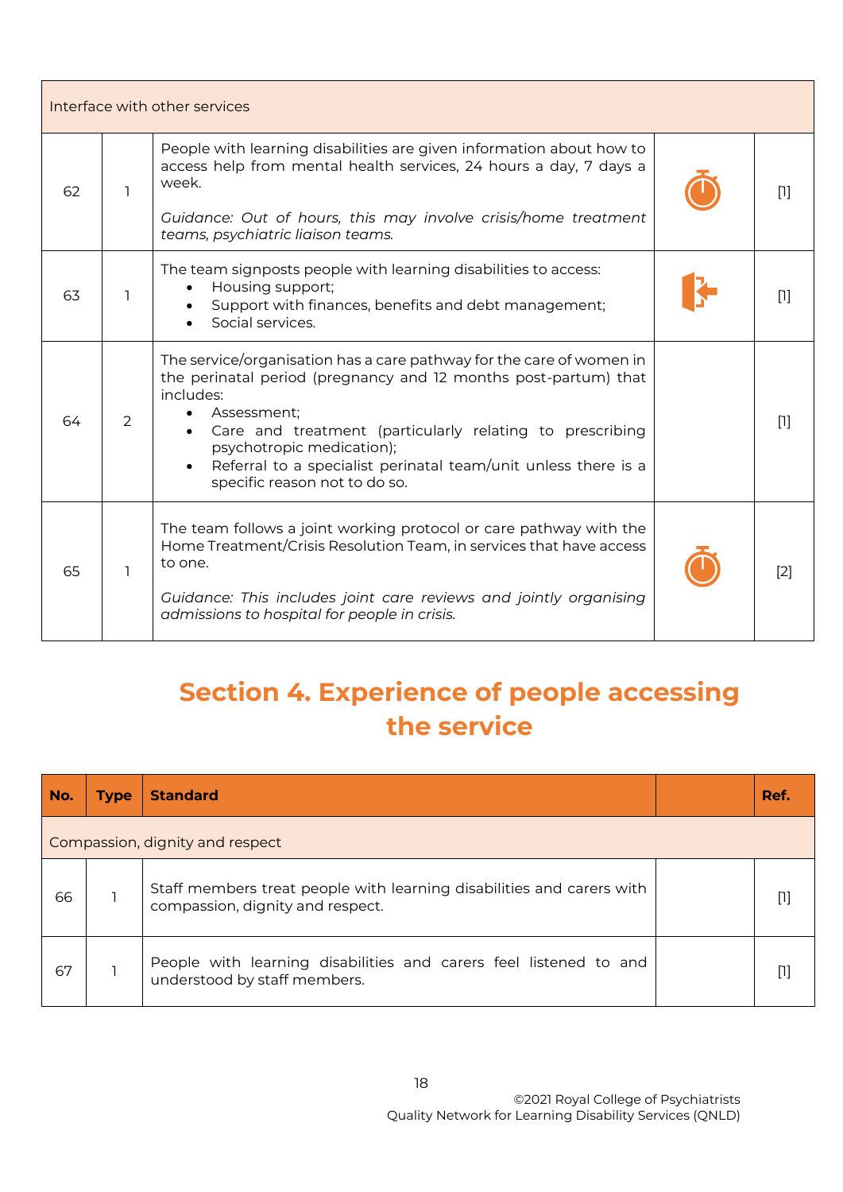| No. | Type | Standard | | Ref. |
|---|---|---|---|---|
| **Interface with other services** | | | | |
| 62 | 1 | People with learning disabilities are given information about how to access help from mental health services, 24 hours a day, 7 days a week. *Guidance: Out of hours, this may involve crisis/home treatment teams, psychiatric liaison teams.* | | [1] |
| 63 | 1 | The team signposts people with learning disabilities to access: • Housing support; • Support with finances, benefits and debt management; • Social services. | | [1] |
| 64 | 2 | The service/organisation has a care pathway for the care of women in the perinatal period (pregnancy and 12 months post-partum) that includes: • Assessment; • Care and treatment (particularly relating to prescribing psychotropic medication); • Referral to a specialist perinatal team/unit unless there is a specific reason not to do so. | | [1] |
| 65 | 1 | The team follows a joint working protocol or care pathway with the Home Treatment/Crisis Resolution Team, in services that have access to one. *Guidance: This includes joint care reviews and jointly organising admissions to hospital for people in crisis.* | | [2] |

## Section 4. Experience of people accessing the service

| No. | Type | Standard | | Ref. |
|---|---|---|---|---|
| **Compassion, dignity and respect** | | | | |
| 66 | 1 | Staff members treat people with learning disabilities and carers with compassion, dignity and respect. | | [1] |
| 67 | 1 | People with learning disabilities and carers feel listened to and understood by staff members. | | [1] |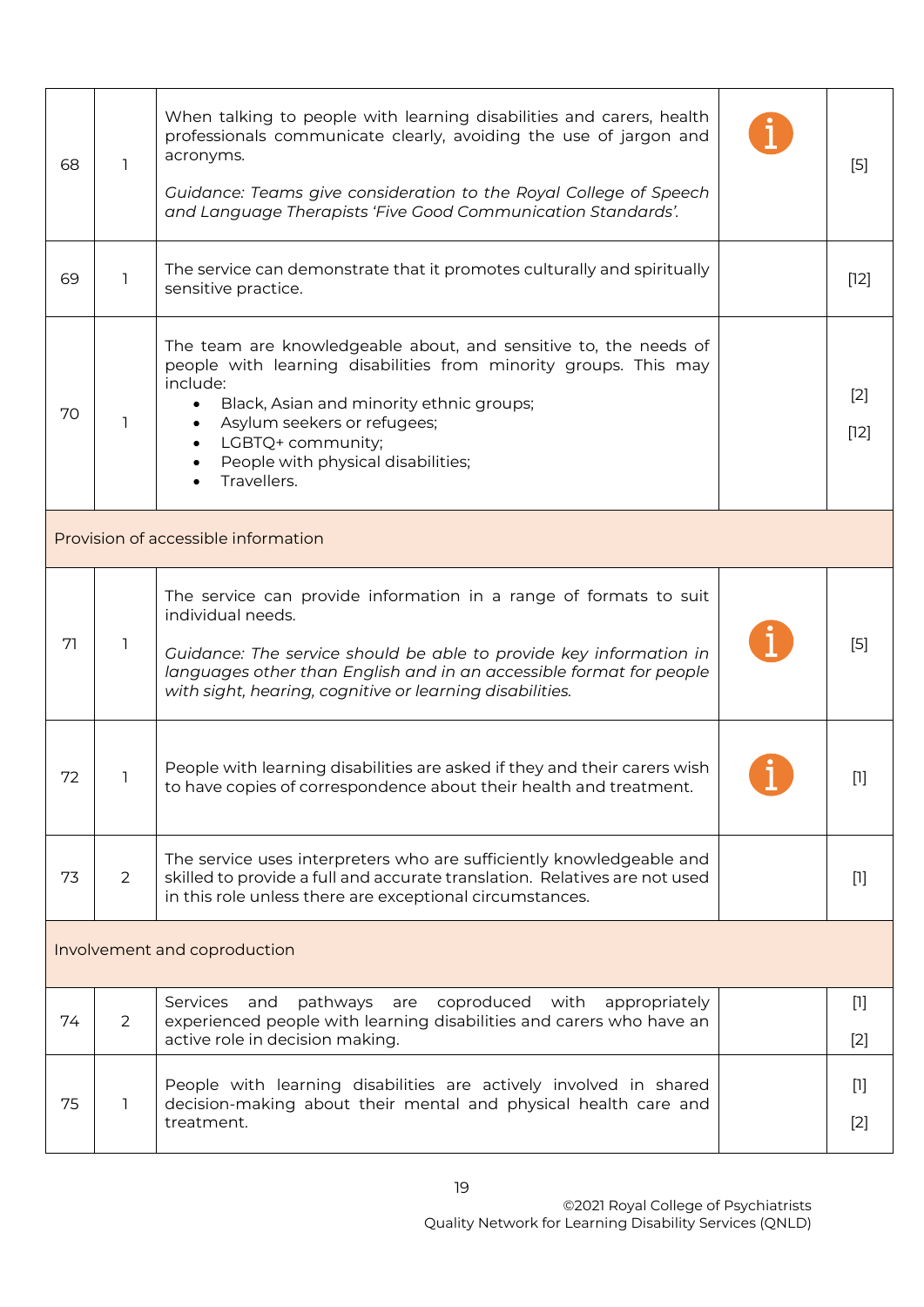| | | | | |
|---|---|---|---|---|
| 68 | 1 | When talking to people with learning disabilities and carers, health professionals communicate clearly, avoiding the use of jargon and acronyms.<br><br>*Guidance: Teams give consideration to the Royal College of Speech and Language Therapists 'Five Good Communication Standards'.* | i | [5] |
| 69 | 1 | The service can demonstrate that it promotes culturally and spiritually sensitive practice. | | [12] |
| 70 | 1 | The team are knowledgeable about, and sensitive to, the needs of people with learning disabilities from minority groups. This may include:<br>• Black, Asian and minority ethnic groups;<br>• Asylum seekers or refugees;<br>• LGBTQ+ community;<br>• People with physical disabilities;<br>• Travellers. | | [2]<br>[12] |
| **Provision of accessible information** | | | | |
| 71 | 1 | The service can provide information in a range of formats to suit individual needs.<br><br>*Guidance: The service should be able to provide key information in languages other than English and in an accessible format for people with sight, hearing, cognitive or learning disabilities.* | i | [5] |
| 72 | 1 | People with learning disabilities are asked if they and their carers wish to have copies of correspondence about their health and treatment. | i | [1] |
| 73 | 2 | The service uses interpreters who are sufficiently knowledgeable and skilled to provide a full and accurate translation. Relatives are not used in this role unless there are exceptional circumstances. | | [1] |
| **Involvement and coproduction** | | | | |
| 74 | 2 | Services and pathways are coproduced with appropriately experienced people with learning disabilities and carers who have an active role in decision making. | | [1]<br>[2] |
| 75 | 1 | People with learning disabilities are actively involved in shared decision-making about their mental and physical health care and treatment. | | [1]<br>[2] |

©2021 Royal College of Psychiatrists
Quality Network for Learning Disability Services (QNLD)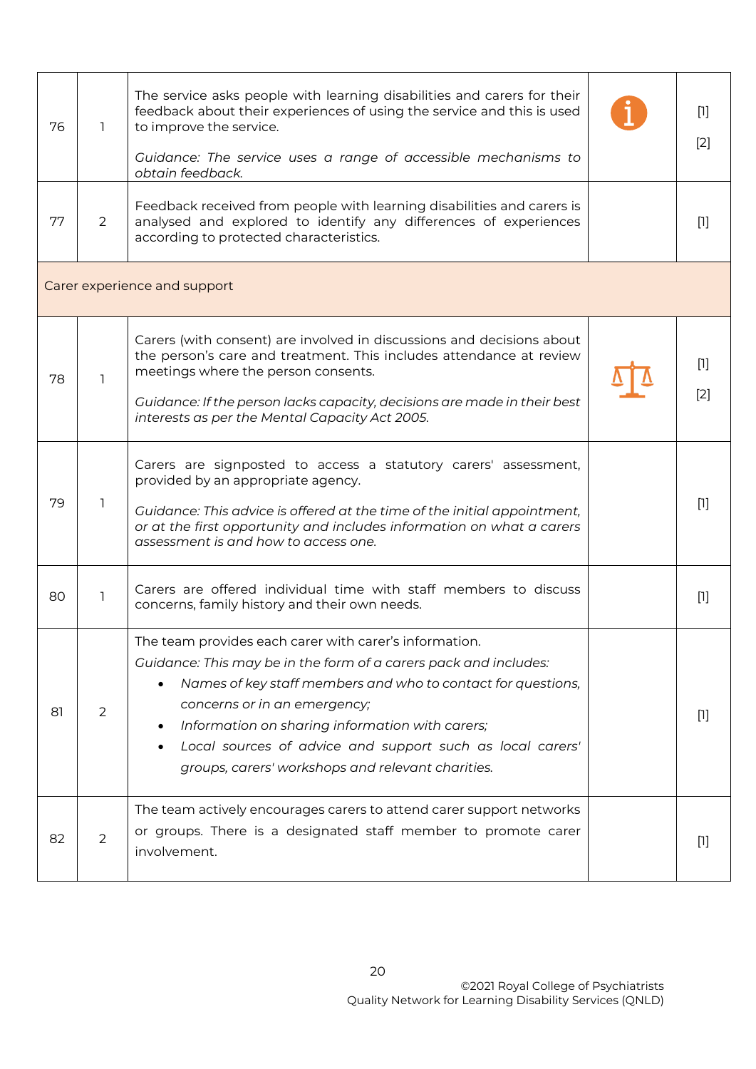| | | | | |
|---|---|---|---|---|
| 76 | 1 | The service asks people with learning disabilities and carers for their feedback about their experiences of using the service and this is used to improve the service.<br><br>*Guidance: The service uses a range of accessible mechanisms to obtain feedback.* | | [1]<br>[2] |
| 77 | 2 | Feedback received from people with learning disabilities and carers is analysed and explored to identify any differences of experiences according to protected characteristics. | | [1] |
| **Carer experience and support** | | | | |
| 78 | 1 | Carers (with consent) are involved in discussions and decisions about the person's care and treatment. This includes attendance at review meetings where the person consents.<br><br>*Guidance: If the person lacks capacity, decisions are made in their best interests as per the Mental Capacity Act 2005.* | | [1]<br>[2] |
| 79 | 1 | Carers are signposted to access a statutory carers' assessment, provided by an appropriate agency.<br><br>*Guidance: This advice is offered at the time of the initial appointment, or at the first opportunity and includes information on what a carers assessment is and how to access one.* | | [1] |
| 80 | 1 | Carers are offered individual time with staff members to discuss concerns, family history and their own needs. | | [1] |
| 81 | 2 | The team provides each carer with carer's information.<br>*Guidance: This may be in the form of a carers pack and includes:*<br>• *Names of key staff members and who to contact for questions, concerns or in an emergency;*<br>• *Information on sharing information with carers;*<br>• *Local sources of advice and support such as local carers' groups, carers' workshops and relevant charities.* | | [1] |
| 82 | 2 | The team actively encourages carers to attend carer support networks or groups. There is a designated staff member to promote carer involvement. | | [1] |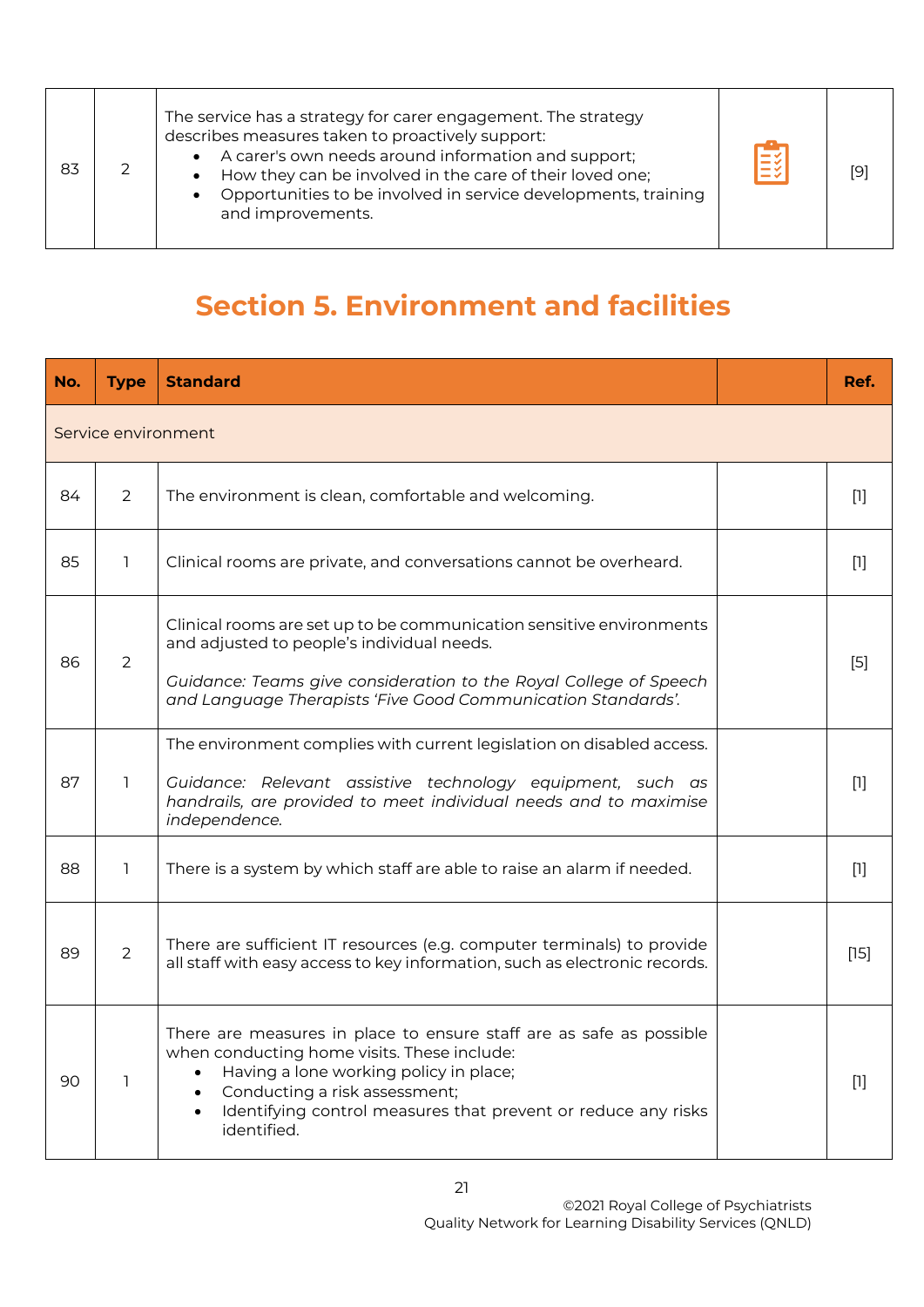| No. | Type | Standard | | Ref. |
|---|---|---|---|---|
| 83 | 2 | The service has a strategy for carer engagement. The strategy describes measures taken to proactively support:<br>• A carer's own needs around information and support;<br>• How they can be involved in the care of their loved one;<br>• Opportunities to be involved in service developments, training and improvements. | | [9] |

## Section 5. Environment and facilities

| No. | Type | Standard | | Ref. |
|---|---|---|---|---|
| Service environment | | | | |
| 84 | 2 | The environment is clean, comfortable and welcoming. | | [1] |
| 85 | 1 | Clinical rooms are private, and conversations cannot be overheard. | | [1] |
| 86 | 2 | Clinical rooms are set up to be communication sensitive environments and adjusted to people's individual needs.<br><br>*Guidance: Teams give consideration to the Royal College of Speech and Language Therapists 'Five Good Communication Standards'.* | | [5] |
| 87 | 1 | The environment complies with current legislation on disabled access.<br><br>*Guidance: Relevant assistive technology equipment, such as handrails, are provided to meet individual needs and to maximise independence.* | | [1] |
| 88 | 1 | There is a system by which staff are able to raise an alarm if needed. | | [1] |
| 89 | 2 | There are sufficient IT resources (e.g. computer terminals) to provide all staff with easy access to key information, such as electronic records. | | [15] |
| 90 | 1 | There are measures in place to ensure staff are as safe as possible when conducting home visits. These include:<br>• Having a lone working policy in place;<br>• Conducting a risk assessment;<br>• Identifying control measures that prevent or reduce any risks identified. | | [1] |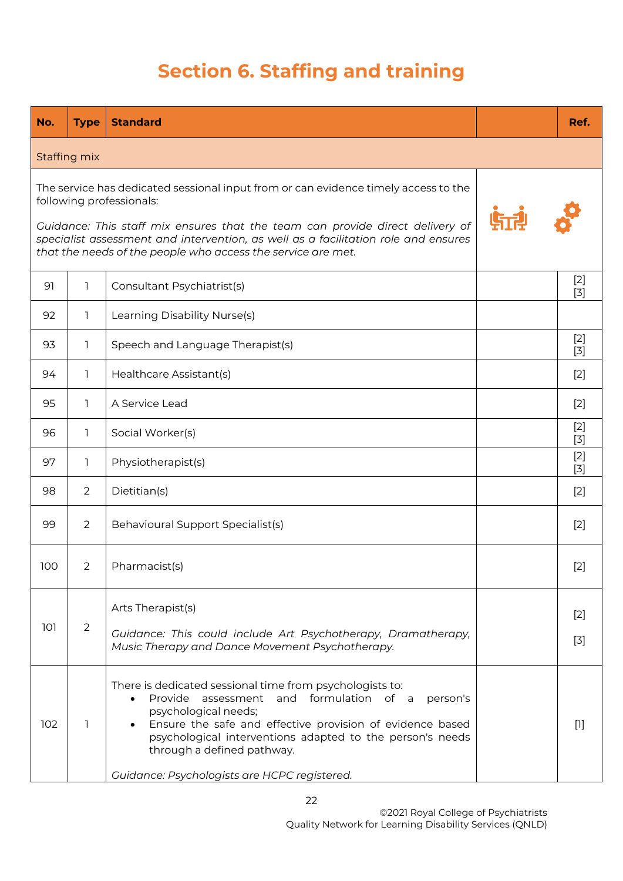# Section 6. Staffing and training

| No. | Type | Standard | | Ref. |
|---|---|---|---|---|
| Staffing mix | | | | |
| The service has dedicated sessional input from or can evidence timely access to the following professionals:<br><br>*Guidance: This staff mix ensures that the team can provide direct delivery of specialist assessment and intervention, as well as a facilitation role and ensures that the needs of the people who access the service are met.* | | | | |
| 91 | 1 | Consultant Psychiatrist(s) | | [2] [3] |
| 92 | 1 | Learning Disability Nurse(s) | | |
| 93 | 1 | Speech and Language Therapist(s) | | [2] [3] |
| 94 | 1 | Healthcare Assistant(s) | | [2] |
| 95 | 1 | A Service Lead | | [2] |
| 96 | 1 | Social Worker(s) | | [2] [3] |
| 97 | 1 | Physiotherapist(s) | | [2] [3] |
| 98 | 2 | Dietitian(s) | | [2] |
| 99 | 2 | Behavioural Support Specialist(s) | | [2] |
| 100 | 2 | Pharmacist(s) | | [2] |
| 101 | 2 | Arts Therapist(s)<br><br>*Guidance: This could include Art Psychotherapy, Dramatherapy, Music Therapy and Dance Movement Psychotherapy.* | | [2] [3] |
| 102 | 1 | There is dedicated sessional time from psychologists to:<br>• Provide assessment and formulation of a person's psychological needs;<br>• Ensure the safe and effective provision of evidence based psychological interventions adapted to the person's needs through a defined pathway.<br><br>*Guidance: Psychologists are HCPC registered.* | | [1] |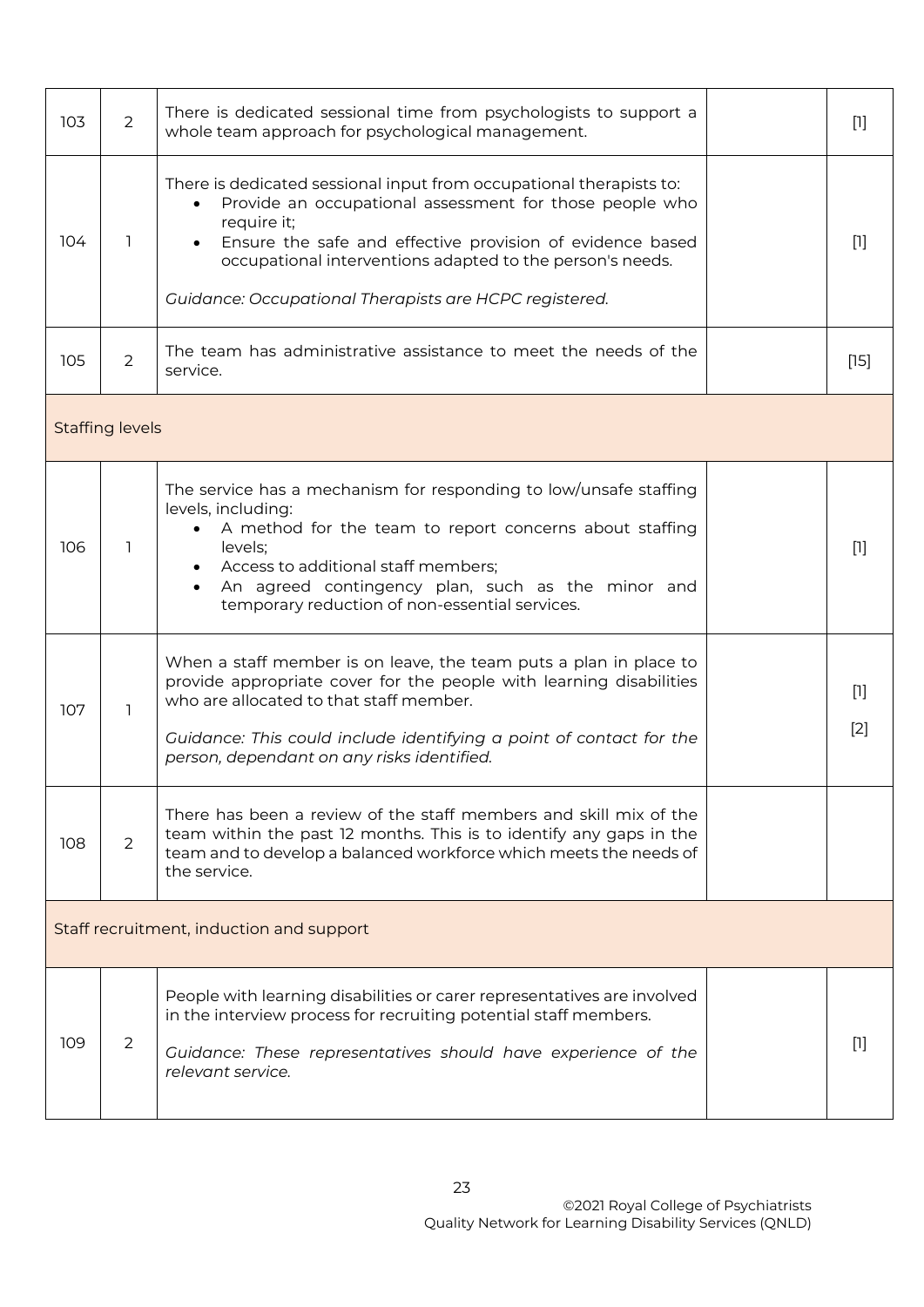| | | | | |
|---|---|---|---|---|
| 103 | 2 | There is dedicated sessional time from psychologists to support a whole team approach for psychological management. | | [1] |
| 104 | 1 | There is dedicated sessional input from occupational therapists to:<br>• Provide an occupational assessment for those people who require it;<br>• Ensure the safe and effective provision of evidence based occupational interventions adapted to the person's needs.<br><br>*Guidance: Occupational Therapists are HCPC registered.* | | [1] |
| 105 | 2 | The team has administrative assistance to meet the needs of the service. | | [15] |
| Staffing levels | | | | |
| 106 | 1 | The service has a mechanism for responding to low/unsafe staffing levels, including:<br>• A method for the team to report concerns about staffing levels;<br>• Access to additional staff members;<br>• An agreed contingency plan, such as the minor and temporary reduction of non-essential services. | | [1] |
| 107 | 1 | When a staff member is on leave, the team puts a plan in place to provide appropriate cover for the people with learning disabilities who are allocated to that staff member.<br><br>*Guidance: This could include identifying a point of contact for the person, dependant on any risks identified.* | | [1]<br>[2] |
| 108 | 2 | There has been a review of the staff members and skill mix of the team within the past 12 months. This is to identify any gaps in the team and to develop a balanced workforce which meets the needs of the service. | | |
| Staff recruitment, induction and support | | | | |
| 109 | 2 | People with learning disabilities or carer representatives are involved in the interview process for recruiting potential staff members.<br><br>*Guidance: These representatives should have experience of the relevant service.* | | [1] |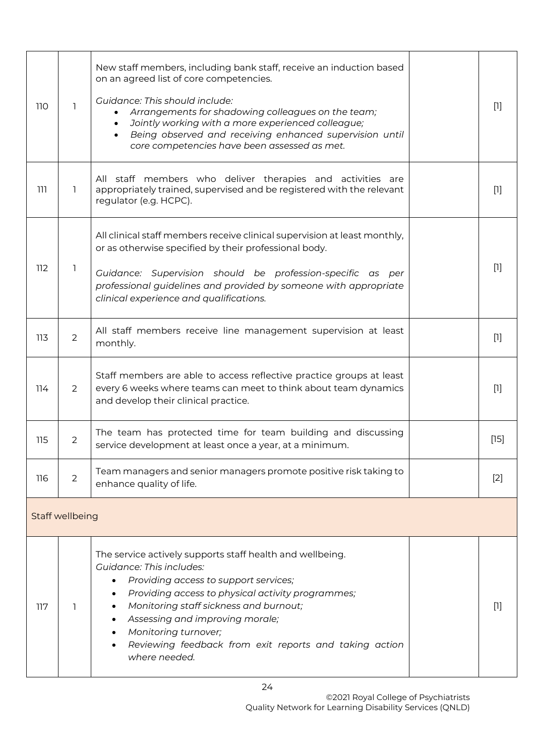| | | | | |
|---|---|---|---|---|
| 110 | 1 | New staff members, including bank staff, receive an induction based on an agreed list of core competencies.<br><br>*Guidance: This should include:*<br>• *Arrangements for shadowing colleagues on the team;*<br>• *Jointly working with a more experienced colleague;*<br>• *Being observed and receiving enhanced supervision until core competencies have been assessed as met.* | | [1] |
| 111 | 1 | All staff members who deliver therapies and activities are appropriately trained, supervised and be registered with the relevant regulator (e.g. HCPC). | | [1] |
| 112 | 1 | All clinical staff members receive clinical supervision at least monthly, or as otherwise specified by their professional body.<br><br>*Guidance: Supervision should be profession-specific as per professional guidelines and provided by someone with appropriate clinical experience and qualifications.* | | [1] |
| 113 | 2 | All staff members receive line management supervision at least monthly. | | [1] |
| 114 | 2 | Staff members are able to access reflective practice groups at least every 6 weeks where teams can meet to think about team dynamics and develop their clinical practice. | | [1] |
| 115 | 2 | The team has protected time for team building and discussing service development at least once a year, at a minimum. | | [15] |
| 116 | 2 | Team managers and senior managers promote positive risk taking to enhance quality of life. | | [2] |
| Staff wellbeing | | | | |
| 117 | 1 | The service actively supports staff health and wellbeing.<br>*Guidance: This includes:*<br>• *Providing access to support services;*<br>• *Providing access to physical activity programmes;*<br>• *Monitoring staff sickness and burnout;*<br>• *Assessing and improving morale;*<br>• *Monitoring turnover;*<br>• *Reviewing feedback from exit reports and taking action where needed.* | | [1] |

©2021 Royal College of Psychiatrists
Quality Network for Learning Disability Services (QNLD)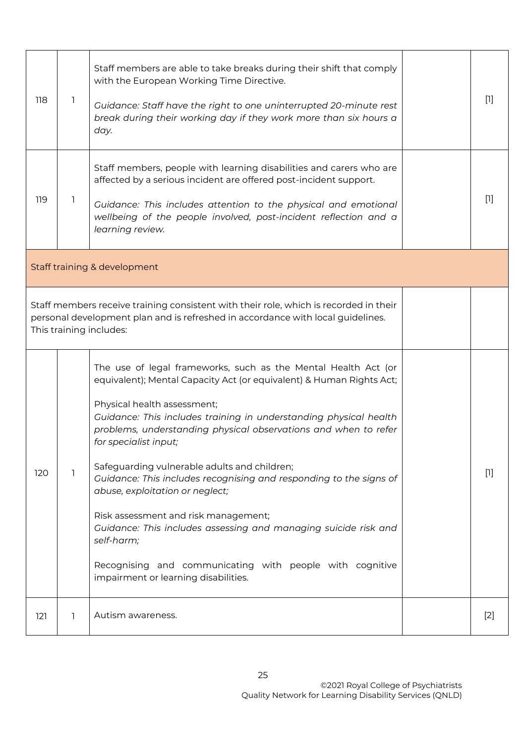| | | | | |
|---|---|---|---|---|
| 118 | 1 | Staff members are able to take breaks during their shift that comply with the European Working Time Directive.<br><br>*Guidance: Staff have the right to one uninterrupted 20-minute rest break during their working day if they work more than six hours a day.* | | [1] |
| 119 | 1 | Staff members, people with learning disabilities and carers who are affected by a serious incident are offered post-incident support.<br><br>*Guidance: This includes attention to the physical and emotional wellbeing of the people involved, post-incident reflection and a learning review.* | | [1] |
| Staff training & development | | | | |
| Staff members receive training consistent with their role, which is recorded in their personal development plan and is refreshed in accordance with local guidelines. This training includes: | | | | |
| 120 | 1 | The use of legal frameworks, such as the Mental Health Act (or equivalent); Mental Capacity Act (or equivalent) & Human Rights Act;<br><br>Physical health assessment;<br>*Guidance: This includes training in understanding physical health problems, understanding physical observations and when to refer for specialist input;*<br><br>Safeguarding vulnerable adults and children;<br>*Guidance: This includes recognising and responding to the signs of abuse, exploitation or neglect;*<br><br>Risk assessment and risk management;<br>*Guidance: This includes assessing and managing suicide risk and self-harm;*<br><br>Recognising and communicating with people with cognitive impairment or learning disabilities. | | [1] |
| 121 | 1 | Autism awareness. | | [2] |

©2021 Royal College of Psychiatrists
Quality Network for Learning Disability Services (QNLD)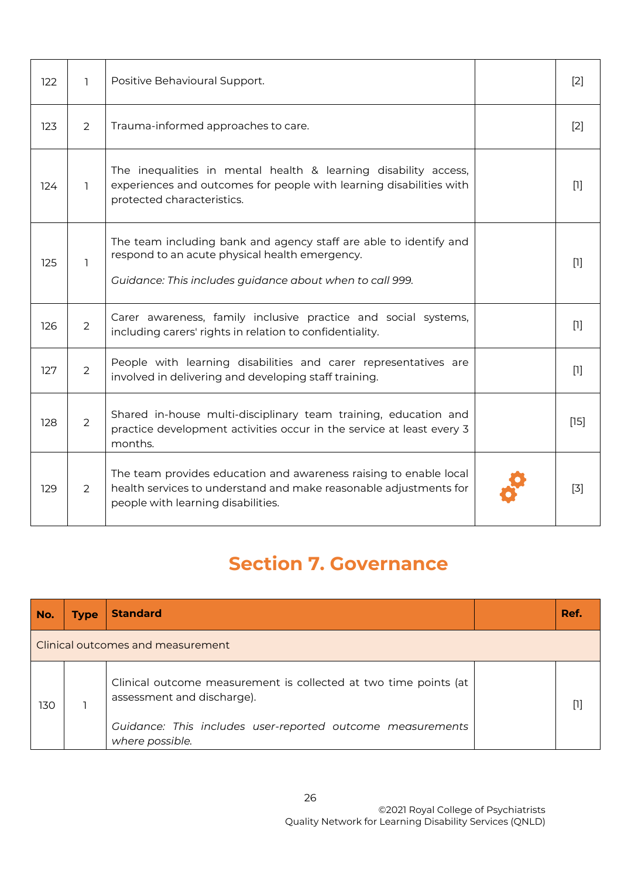| | | | | |
|---|---|---|---|---|
| 122 | 1 | Positive Behavioural Support. | | [2] |
| 123 | 2 | Trauma-informed approaches to care. | | [2] |
| 124 | 1 | The inequalities in mental health & learning disability access, experiences and outcomes for people with learning disabilities with protected characteristics. | | [1] |
| 125 | 1 | The team including bank and agency staff are able to identify and respond to an acute physical health emergency.<br><br>*Guidance: This includes guidance about when to call 999.* | | [1] |
| 126 | 2 | Carer awareness, family inclusive practice and social systems, including carers' rights in relation to confidentiality. | | [1] |
| 127 | 2 | People with learning disabilities and carer representatives are involved in delivering and developing staff training. | | [1] |
| 128 | 2 | Shared in-house multi-disciplinary team training, education and practice development activities occur in the service at least every 3 months. | | [15] |
| 129 | 2 | The team provides education and awareness raising to enable local health services to understand and make reasonable adjustments for people with learning disabilities. | ⚙ | [3] |

## Section 7. Governance

| No. | Type | Standard | | Ref. |
|---|---|---|---|---|
| Clinical outcomes and measurement | | | | |
| 130 | 1 | Clinical outcome measurement is collected at two time points (at assessment and discharge).<br><br>*Guidance: This includes user-reported outcome measurements where possible.* | | [1] |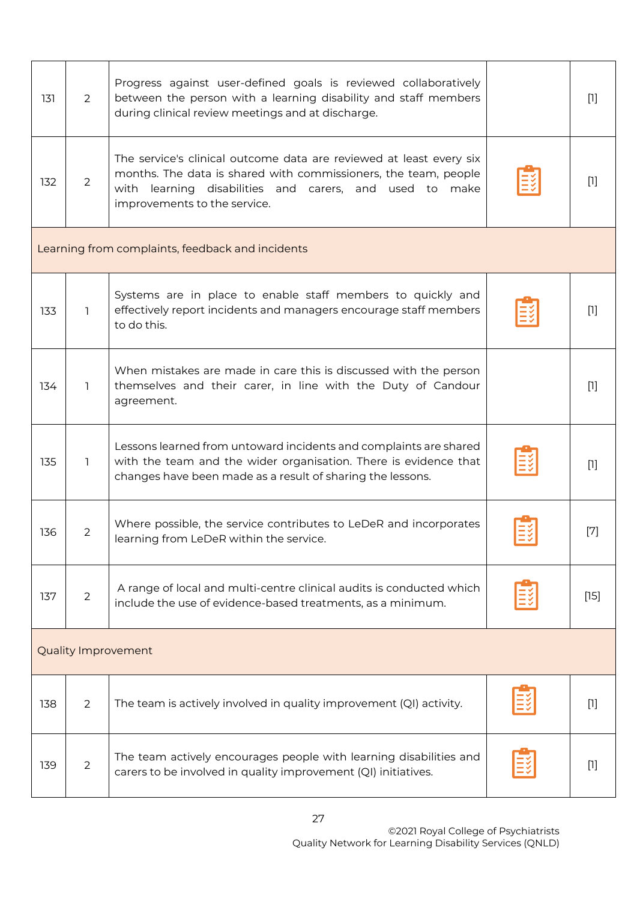| | | | | |
|---|---|---|---|---|
| 131 | 2 | Progress against user-defined goals is reviewed collaboratively between the person with a learning disability and staff members during clinical review meetings and at discharge. | | [1] |
| 132 | 2 | The service's clinical outcome data are reviewed at least every six months. The data is shared with commissioners, the team, people with learning disabilities and carers, and used to make improvements to the service. | | [1] |
| Learning from complaints, feedback and incidents | | | | |
| 133 | 1 | Systems are in place to enable staff members to quickly and effectively report incidents and managers encourage staff members to do this. | | [1] |
| 134 | 1 | When mistakes are made in care this is discussed with the person themselves and their carer, in line with the Duty of Candour agreement. | | [1] |
| 135 | 1 | Lessons learned from untoward incidents and complaints are shared with the team and the wider organisation. There is evidence that changes have been made as a result of sharing the lessons. | | [1] |
| 136 | 2 | Where possible, the service contributes to LeDeR and incorporates learning from LeDeR within the service. | | [7] |
| 137 | 2 | A range of local and multi-centre clinical audits is conducted which include the use of evidence-based treatments, as a minimum. | | [15] |
| Quality Improvement | | | | |
| 138 | 2 | The team is actively involved in quality improvement (QI) activity. | | [1] |
| 139 | 2 | The team actively encourages people with learning disabilities and carers to be involved in quality improvement (QI) initiatives. | | [1] |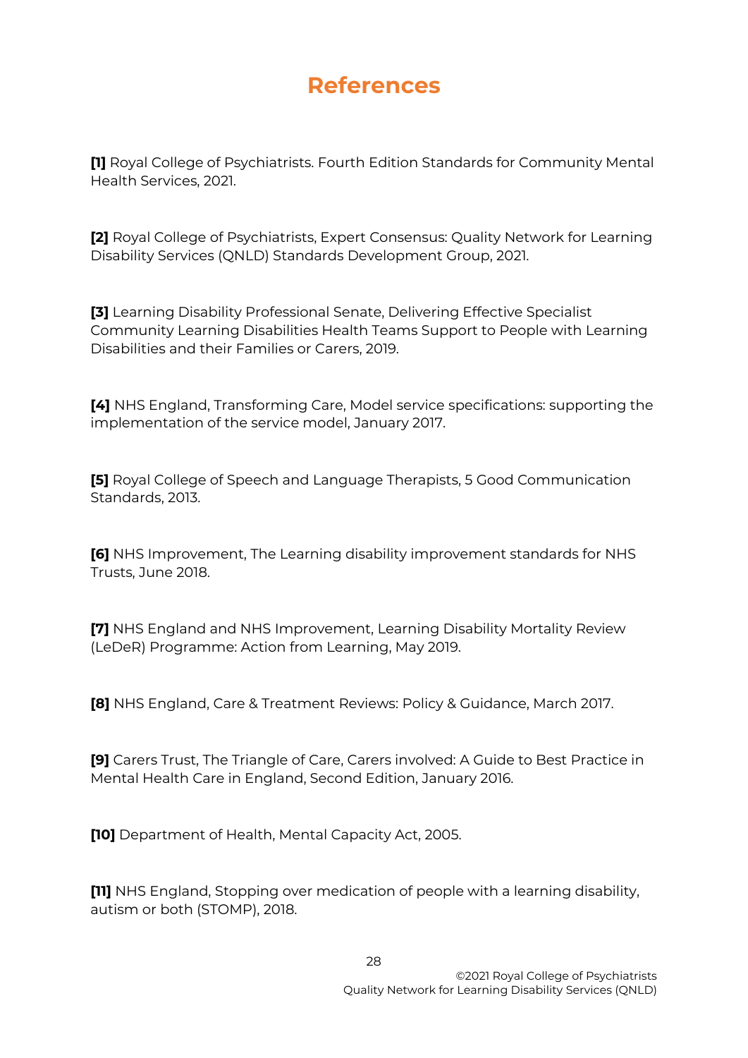# References

**[1]** Royal College of Psychiatrists. Fourth Edition Standards for Community Mental Health Services, 2021.

**[2]** Royal College of Psychiatrists, Expert Consensus: Quality Network for Learning Disability Services (QNLD) Standards Development Group, 2021.

**[3]** Learning Disability Professional Senate, Delivering Effective Specialist Community Learning Disabilities Health Teams Support to People with Learning Disabilities and their Families or Carers, 2019.

**[4]** NHS England, Transforming Care, Model service specifications: supporting the implementation of the service model, January 2017.

**[5]** Royal College of Speech and Language Therapists, 5 Good Communication Standards, 2013.

**[6]** NHS Improvement, The Learning disability improvement standards for NHS Trusts, June 2018.

**[7]** NHS England and NHS Improvement, Learning Disability Mortality Review (LeDeR) Programme: Action from Learning, May 2019.

**[8]** NHS England, Care & Treatment Reviews: Policy & Guidance, March 2017.

**[9]** Carers Trust, The Triangle of Care, Carers involved: A Guide to Best Practice in Mental Health Care in England, Second Edition, January 2016.

**[10]** Department of Health, Mental Capacity Act, 2005.

**[11]** NHS England, Stopping over medication of people with a learning disability, autism or both (STOMP), 2018.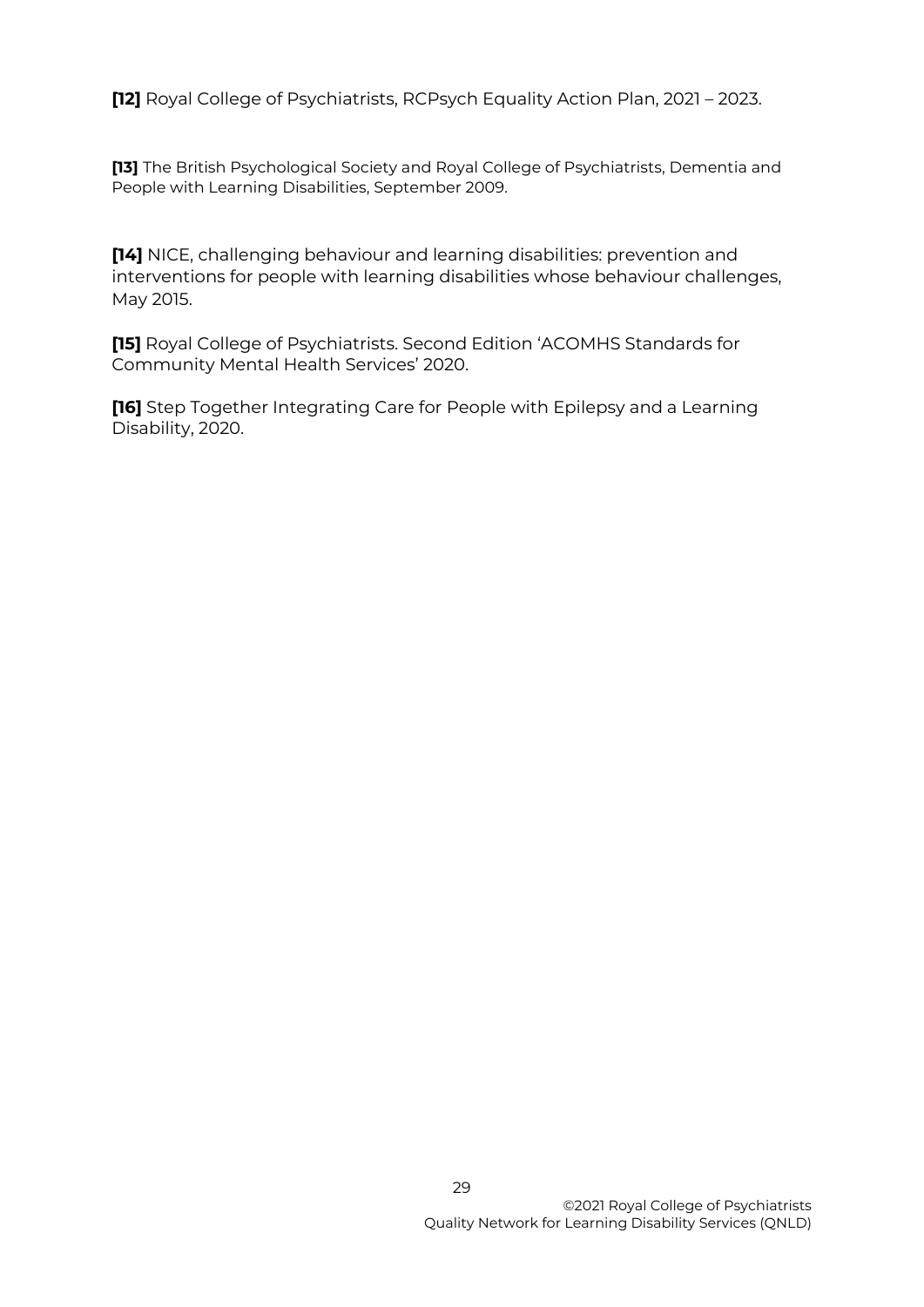**[12]** Royal College of Psychiatrists, RCPsych Equality Action Plan, 2021 – 2023.

**[13]** The British Psychological Society and Royal College of Psychiatrists, Dementia and People with Learning Disabilities, September 2009.

**[14]** NICE, challenging behaviour and learning disabilities: prevention and interventions for people with learning disabilities whose behaviour challenges, May 2015.

**[15]** Royal College of Psychiatrists. Second Edition 'ACOMHS Standards for Community Mental Health Services' 2020.

**[16]** Step Together Integrating Care for People with Epilepsy and a Learning Disability, 2020.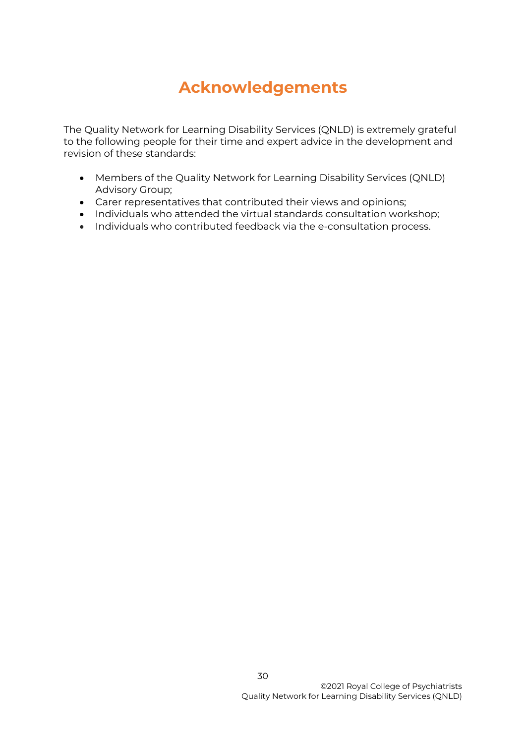# Acknowledgements

The Quality Network for Learning Disability Services (QNLD) is extremely grateful to the following people for their time and expert advice in the development and revision of these standards:

- Members of the Quality Network for Learning Disability Services (QNLD) Advisory Group;
- Carer representatives that contributed their views and opinions;
- Individuals who attended the virtual standards consultation workshop;
- Individuals who contributed feedback via the e-consultation process.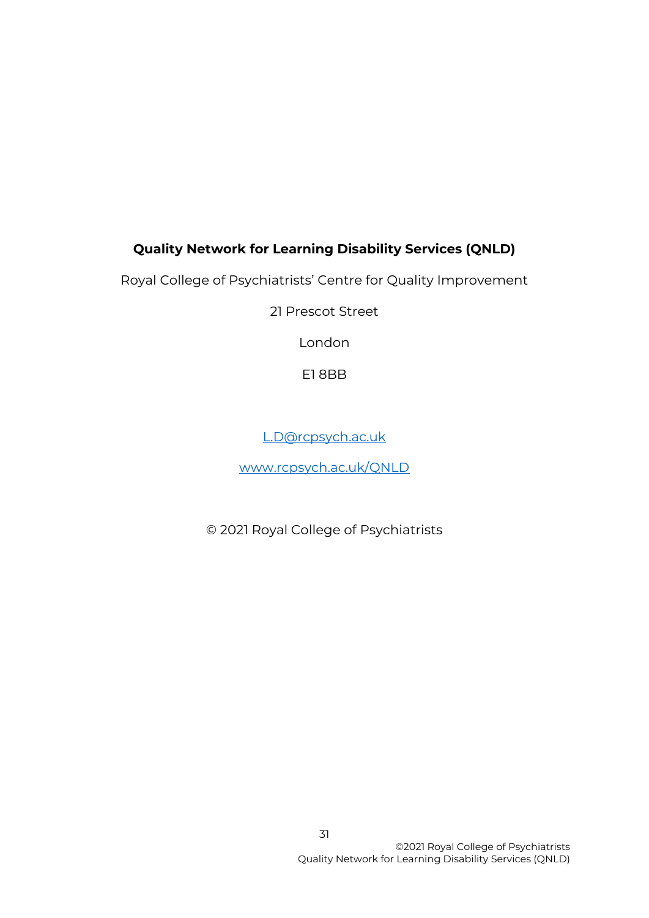**Quality Network for Learning Disability Services (QNLD)**

Royal College of Psychiatrists' Centre for Quality Improvement

21 Prescot Street

London

E1 8BB

[L.D@rcpsych.ac.uk](mailto:L.D@rcpsych.ac.uk)

[www.rcpsych.ac.uk/QNLD](http://www.rcpsych.ac.uk/QNLD)

© 2021 Royal College of Psychiatrists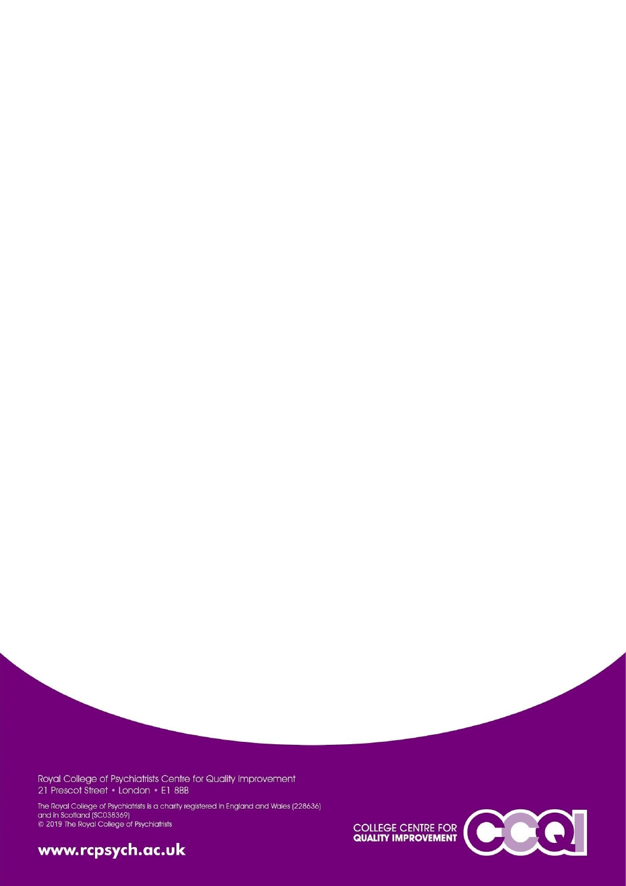Royal College of Psychiatrists Centre for Quality Improvement
21 Prescot Street • London • E1 8BB

The Royal College of Psychiatrists is a charity registered in England and Wales (228636) and in Scotland (SC038369)
© 2019 The Royal College of Psychiatrists

**www.rcpsych.ac.uk**

COLLEGE CENTRE FOR
**QUALITY IMPROVEMENT**